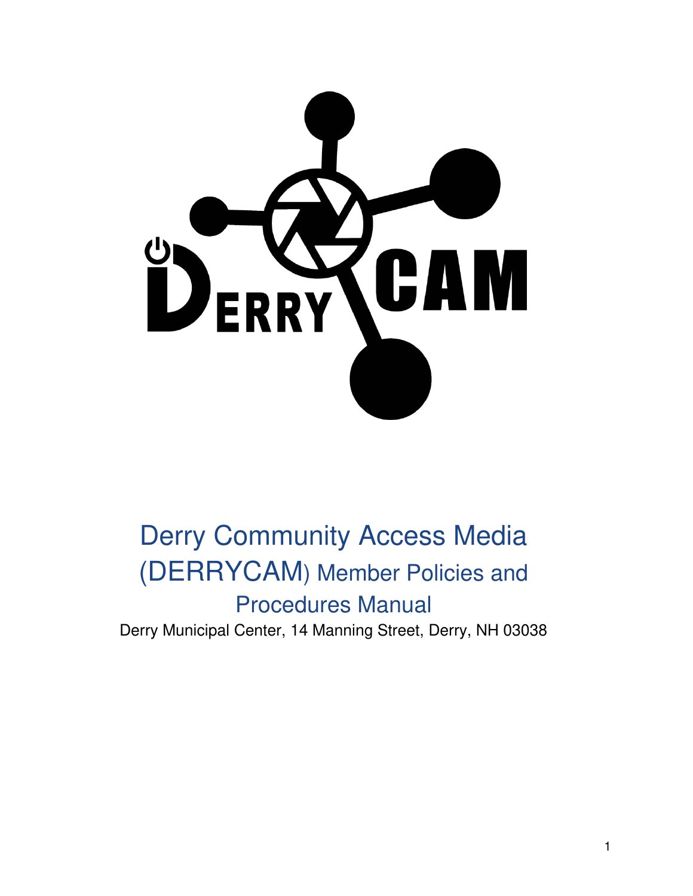# Derry Community Access Media (DERRYCAM) Member Policies and Procedures Manual

Derry Municipal Center, 14 Manning Street, Derry, NH 03038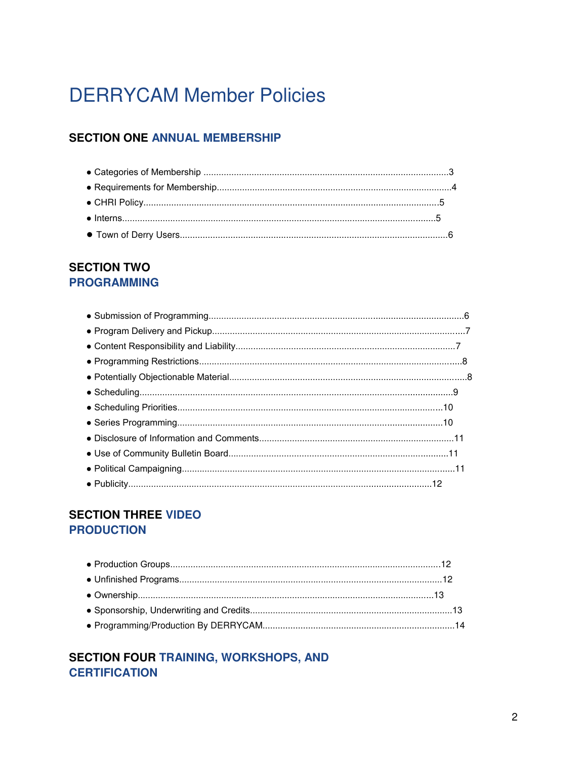# DERRYCAM Member Policies

## SECTION ONE ANNUAL MEMBERSHIP

- Categories of Membership ........................................................................................3
- Requirements for Membership....................................................................................4
- CHRI Policy.............................................................................................................5
- Interns....................................................................................................................5
- Town of Derry Users..................................................................................................6

## SECTION TWO PROGRAMMING

- Submission of Programming.......................................................................................6
- Program Delivery and Pickup......................................................................................7
- Content Responsibility and Liability............................................................................7
- Programming Restrictions..........................................................................................8
- Potentially Objectionable Material...............................................................................8
- Scheduling..............................................................................................................9
- Scheduling Priorities...............................................................................................10
- Series Programming...............................................................................................10
- Disclosure of Information and Comments...................................................................11
- Use of Community Bulletin Board.............................................................................11
- Political Campaigning.............................................................................................11
- Publicity...............................................................................................................12

## SECTION THREE VIDEO PRODUCTION

- Production Groups..................................................................................................12
- Unfinished Programs...............................................................................................12
- Ownership.............................................................................................................13
- Sponsorship, Underwriting and Credits......................................................................13
- Programming/Production By DERRYCAM..................................................................14

## SECTION FOUR TRAINING, WORKSHOPS, AND CERTIFICATION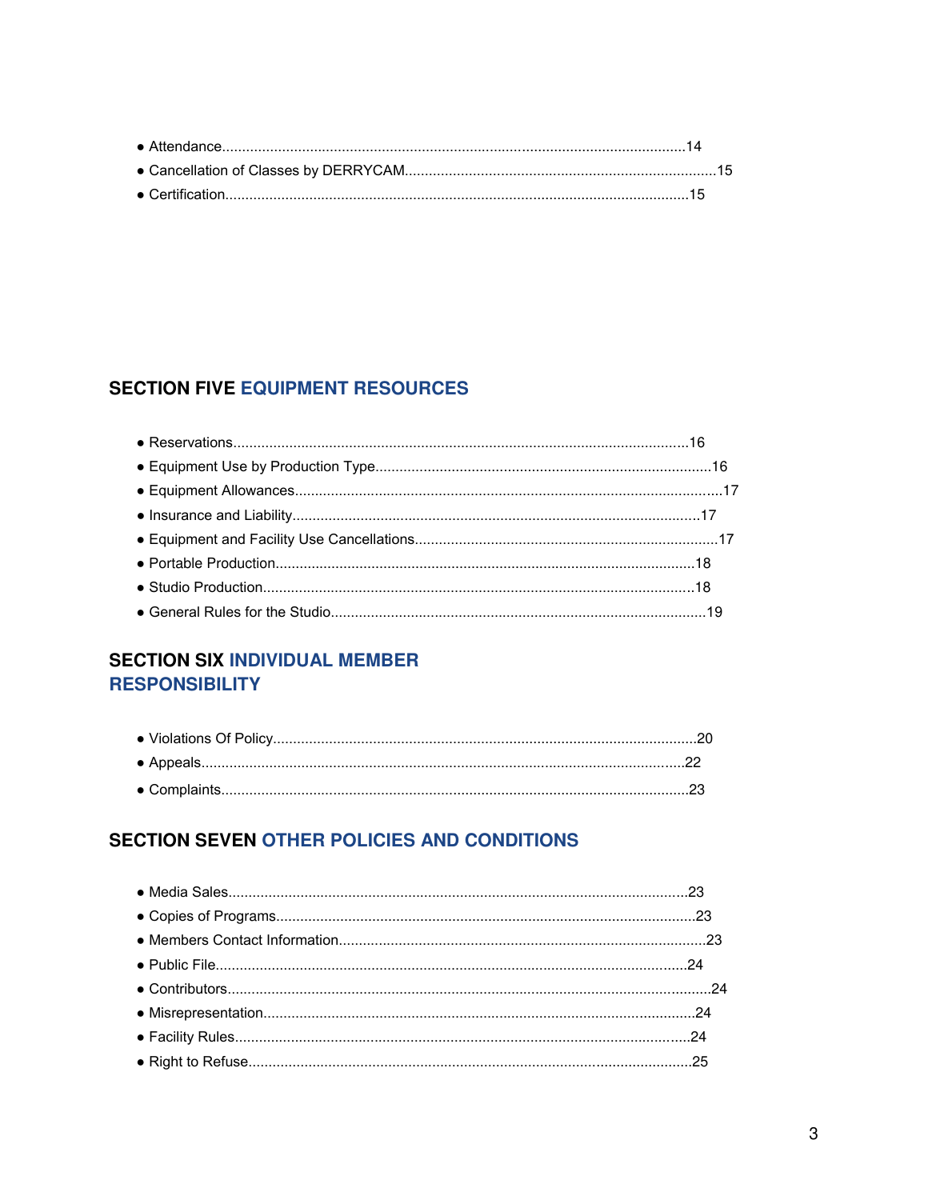- Attendance....................................................................................................................14
- Cancellation of Classes by DERRYCAM.............................................................................15
- Certification..................................................................................................................15

## SECTION FIVE EQUIPMENT RESOURCES

- Reservations.................................................................................................................16
- Equipment Use by Production Type....................................................................................16
- Equipment Allowances.......................................................................................................17
- Insurance and Liability.....................................................................................................17
- Equipment and Facility Use Cancellations...........................................................................17
- Portable Production.........................................................................................................18
- Studio Production............................................................................................................18
- General Rules for the Studio.............................................................................................19

## SECTION SIX INDIVIDUAL MEMBER RESPONSIBILITY

- Violations Of Policy.........................................................................................................20
- Appeals.......................................................................................................................22
- Complaints....................................................................................................................23

## SECTION SEVEN OTHER POLICIES AND CONDITIONS

- Media Sales..................................................................................................................23
- Copies of Programs........................................................................................................23
- Members Contact Information...........................................................................................23
- Public File.....................................................................................................................24
- Contributors...................................................................................................................24
- Misrepresentation...........................................................................................................24
- Facility Rules.................................................................................................................24
- Right to Refuse..............................................................................................................25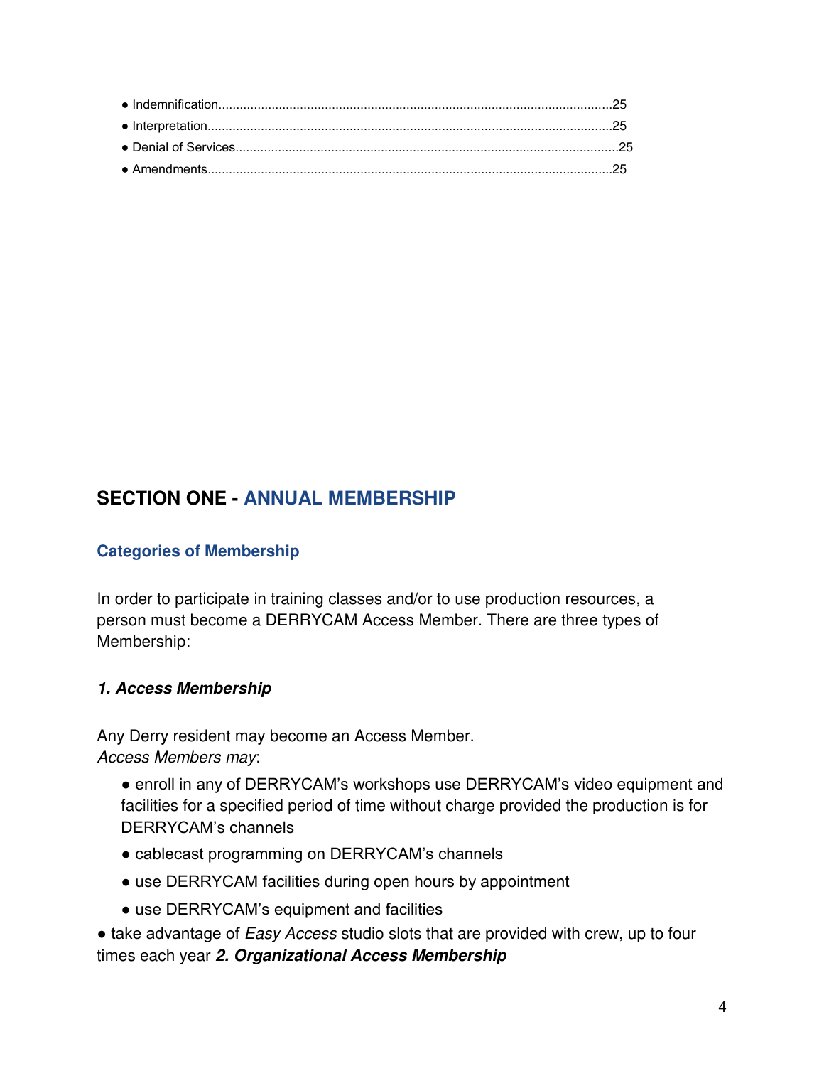- Indemnification............................................................................................................25
- Interpretation................................................................................................................25
- Denial of Services..........................................................................................................25
- Amendments.................................................................................................................25

## SECTION ONE - ANNUAL MEMBERSHIP

### Categories of Membership

In order to participate in training classes and/or to use production resources, a person must become a DERRYCAM Access Member. There are three types of Membership:

#### *1. Access Membership*

Any Derry resident may become an Access Member.
*Access Members may*:

- enroll in any of DERRYCAM's workshops use DERRYCAM's video equipment and facilities for a specified period of time without charge provided the production is for DERRYCAM's channels
- cablecast programming on DERRYCAM's channels
- use DERRYCAM facilities during open hours by appointment
- use DERRYCAM's equipment and facilities
- take advantage of *Easy Access* studio slots that are provided with crew, up to four times each year

#### *2. Organizational Access Membership*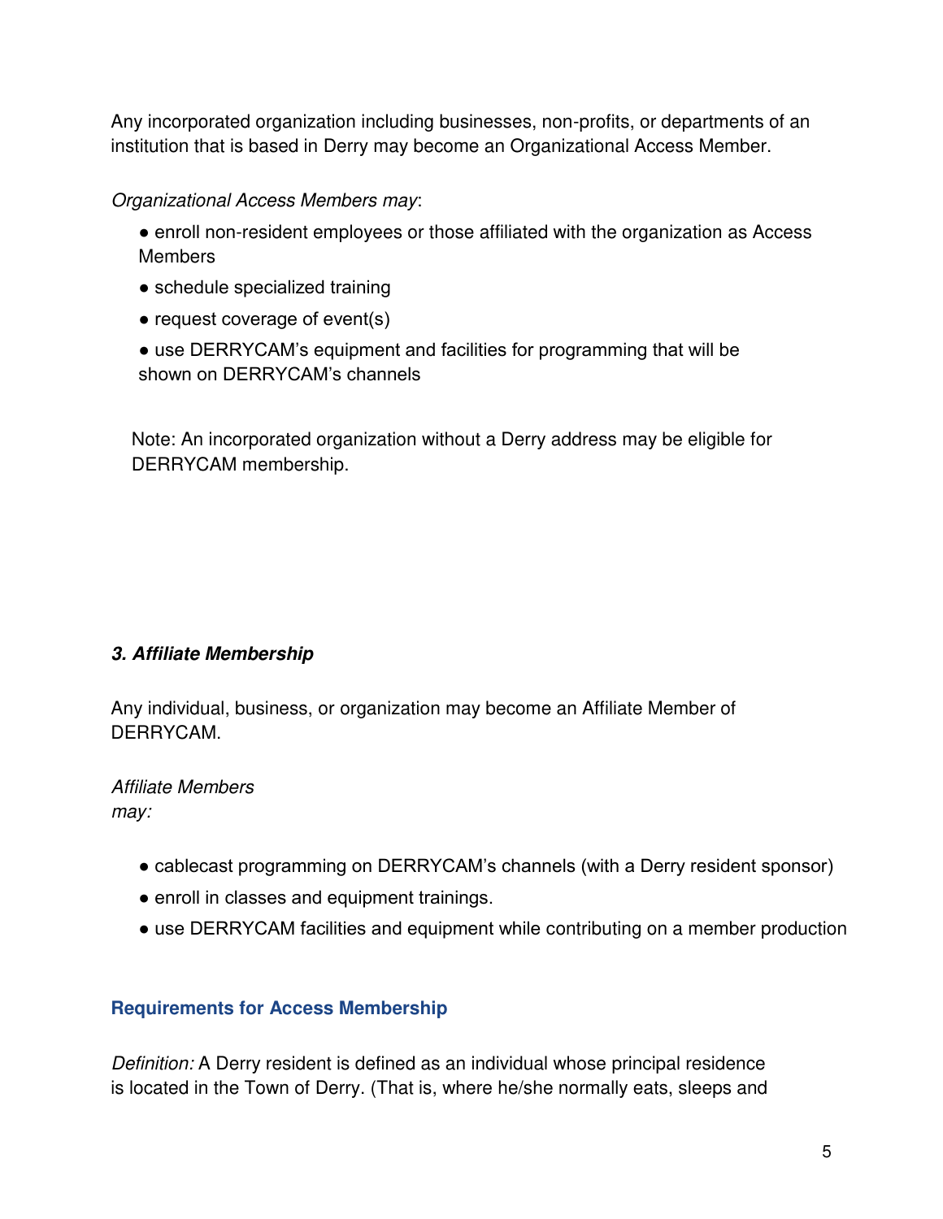Any incorporated organization including businesses, non-profits, or departments of an institution that is based in Derry may become an Organizational Access Member.

*Organizational Access Members may*:

- enroll non-resident employees or those affiliated with the organization as Access Members
- schedule specialized training
- request coverage of event(s)
- use DERRYCAM's equipment and facilities for programming that will be shown on DERRYCAM's channels

Note: An incorporated organization without a Derry address may be eligible for DERRYCAM membership.

### *3. Affiliate Membership*

Any individual, business, or organization may become an Affiliate Member of DERRYCAM.

*Affiliate Members may:*

- cablecast programming on DERRYCAM's channels (with a Derry resident sponsor)
- enroll in classes and equipment trainings.
- use DERRYCAM facilities and equipment while contributing on a member production

## Requirements for Access Membership

*Definition:* A Derry resident is defined as an individual whose principal residence is located in the Town of Derry. (That is, where he/she normally eats, sleeps and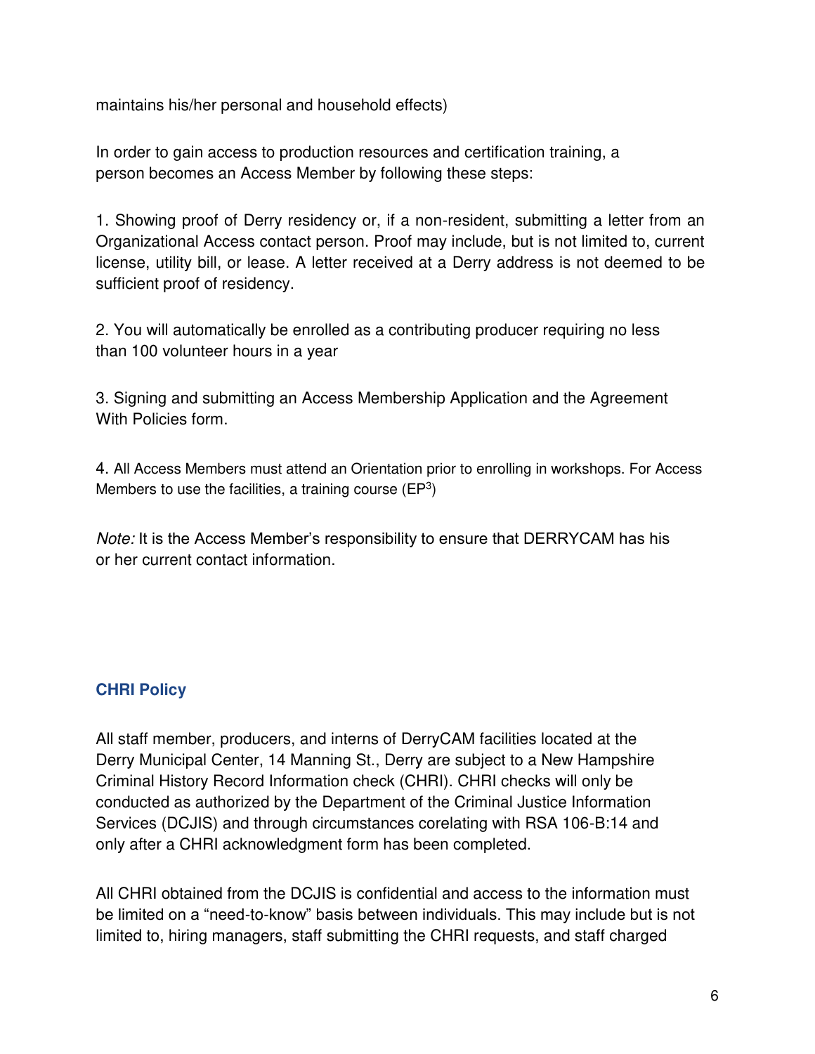maintains his/her personal and household effects)

In order to gain access to production resources and certification training, a person becomes an Access Member by following these steps:

1. Showing proof of Derry residency or, if a non-resident, submitting a letter from an Organizational Access contact person. Proof may include, but is not limited to, current license, utility bill, or lease. A letter received at a Derry address is not deemed to be sufficient proof of residency.

2. You will automatically be enrolled as a contributing producer requiring no less than 100 volunteer hours in a year

3. Signing and submitting an Access Membership Application and the Agreement With Policies form.

4. All Access Members must attend an Orientation prior to enrolling in workshops. For Access Members to use the facilities, a training course ($EP^3$)

*Note:* It is the Access Member's responsibility to ensure that DERRYCAM has his or her current contact information.

## CHRI Policy

All staff member, producers, and interns of DerryCAM facilities located at the Derry Municipal Center, 14 Manning St., Derry are subject to a New Hampshire Criminal History Record Information check (CHRI). CHRI checks will only be conducted as authorized by the Department of the Criminal Justice Information Services (DCJIS) and through circumstances corelating with RSA 106-B:14 and only after a CHRI acknowledgment form has been completed.

All CHRI obtained from the DCJIS is confidential and access to the information must be limited on a "need-to-know" basis between individuals. This may include but is not limited to, hiring managers, staff submitting the CHRI requests, and staff charged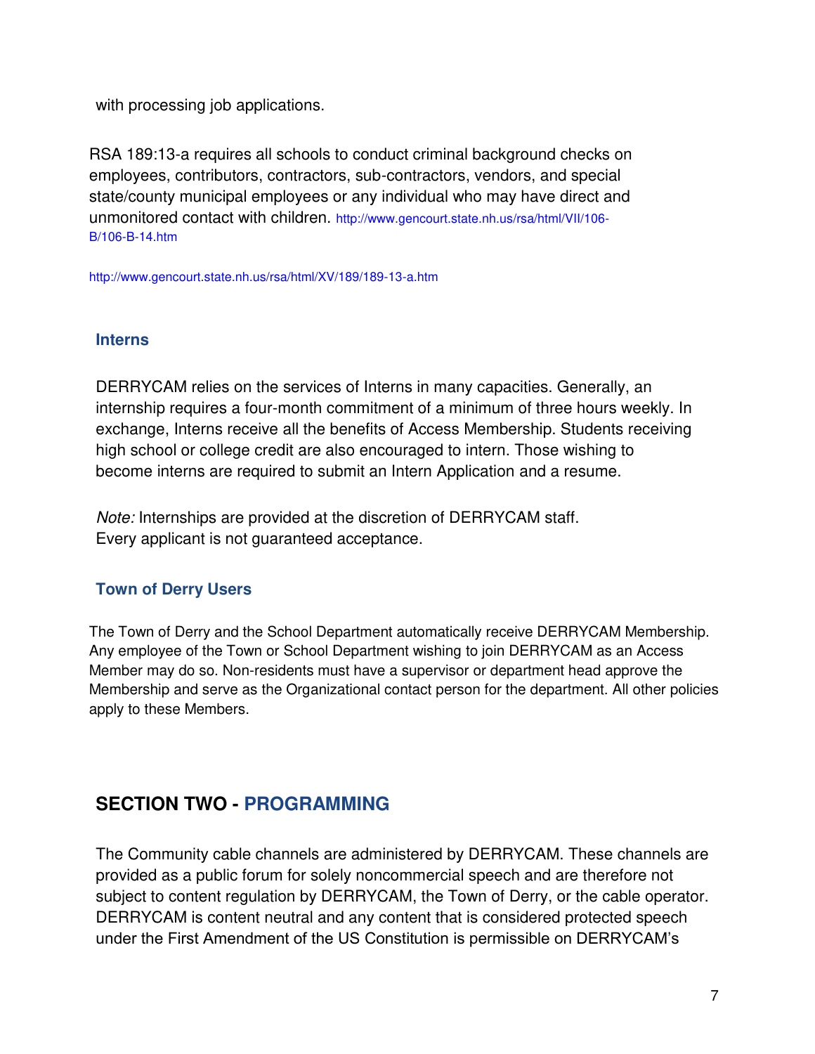with processing job applications.

RSA 189:13-a requires all schools to conduct criminal background checks on employees, contributors, contractors, sub-contractors, vendors, and special state/county municipal employees or any individual who may have direct and unmonitored contact with children. http://www.gencourt.state.nh.us/rsa/html/VII/106-B/106-B-14.htm

http://www.gencourt.state.nh.us/rsa/html/XV/189/189-13-a.htm

### Interns

DERRYCAM relies on the services of Interns in many capacities. Generally, an internship requires a four-month commitment of a minimum of three hours weekly. In exchange, Interns receive all the benefits of Access Membership. Students receiving high school or college credit are also encouraged to intern. Those wishing to become interns are required to submit an Intern Application and a resume.

*Note:* Internships are provided at the discretion of DERRYCAM staff. Every applicant is not guaranteed acceptance.

### Town of Derry Users

The Town of Derry and the School Department automatically receive DERRYCAM Membership. Any employee of the Town or School Department wishing to join DERRYCAM as an Access Member may do so. Non-residents must have a supervisor or department head approve the Membership and serve as the Organizational contact person for the department. All other policies apply to these Members.

## SECTION TWO - PROGRAMMING

The Community cable channels are administered by DERRYCAM. These channels are provided as a public forum for solely noncommercial speech and are therefore not subject to content regulation by DERRYCAM, the Town of Derry, or the cable operator. DERRYCAM is content neutral and any content that is considered protected speech under the First Amendment of the US Constitution is permissible on DERRYCAM's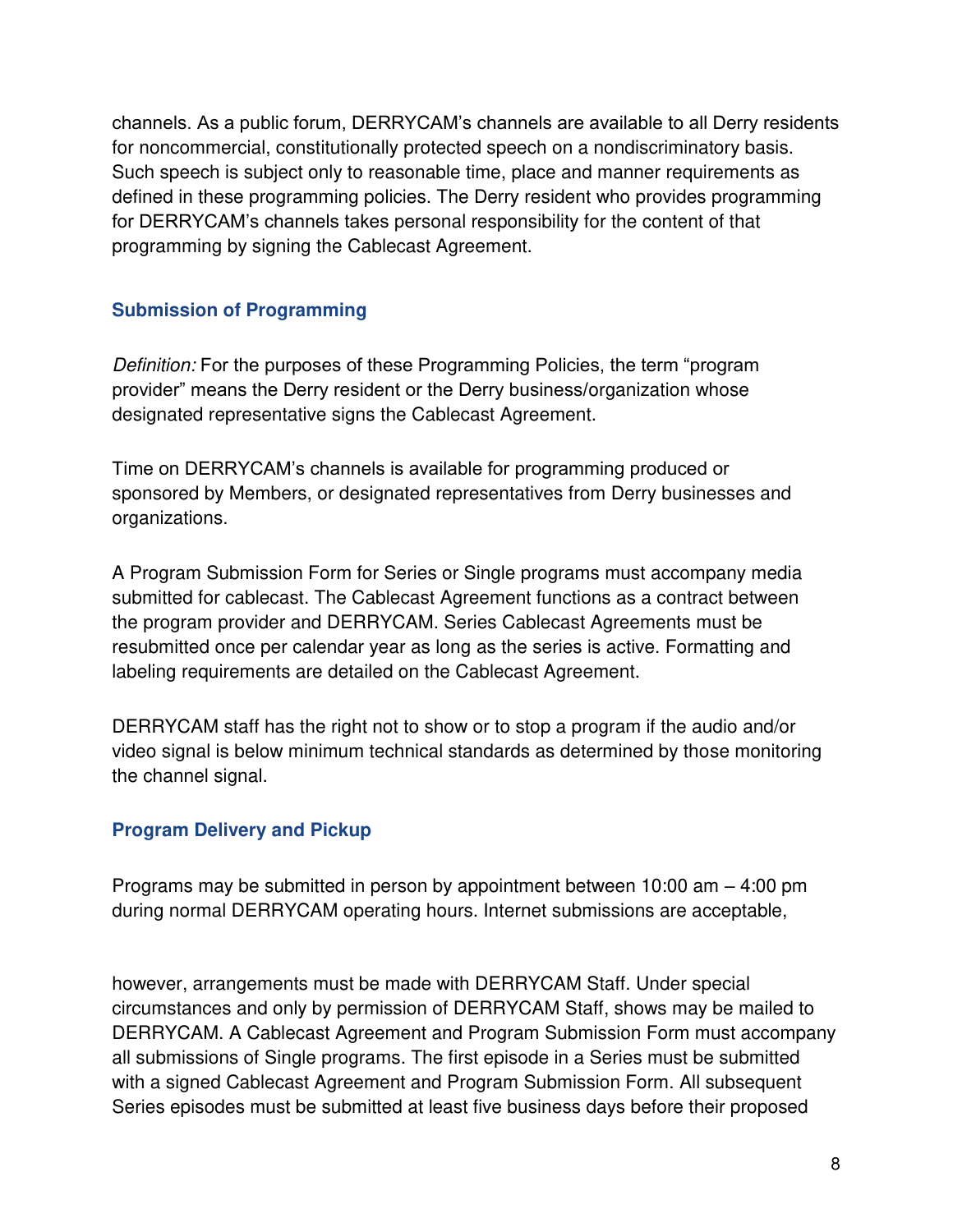channels. As a public forum, DERRYCAM's channels are available to all Derry residents for noncommercial, constitutionally protected speech on a nondiscriminatory basis. Such speech is subject only to reasonable time, place and manner requirements as defined in these programming policies. The Derry resident who provides programming for DERRYCAM's channels takes personal responsibility for the content of that programming by signing the Cablecast Agreement.

### Submission of Programming

*Definition:* For the purposes of these Programming Policies, the term "program provider" means the Derry resident or the Derry business/organization whose designated representative signs the Cablecast Agreement.

Time on DERRYCAM's channels is available for programming produced or sponsored by Members, or designated representatives from Derry businesses and organizations.

A Program Submission Form for Series or Single programs must accompany media submitted for cablecast. The Cablecast Agreement functions as a contract between the program provider and DERRYCAM. Series Cablecast Agreements must be resubmitted once per calendar year as long as the series is active. Formatting and labeling requirements are detailed on the Cablecast Agreement.

DERRYCAM staff has the right not to show or to stop a program if the audio and/or video signal is below minimum technical standards as determined by those monitoring the channel signal.

### Program Delivery and Pickup

Programs may be submitted in person by appointment between 10:00 am – 4:00 pm during normal DERRYCAM operating hours. Internet submissions are acceptable, however, arrangements must be made with DERRYCAM Staff. Under special circumstances and only by permission of DERRYCAM Staff, shows may be mailed to DERRYCAM. A Cablecast Agreement and Program Submission Form must accompany all submissions of Single programs. The first episode in a Series must be submitted with a signed Cablecast Agreement and Program Submission Form. All subsequent Series episodes must be submitted at least five business days before their proposed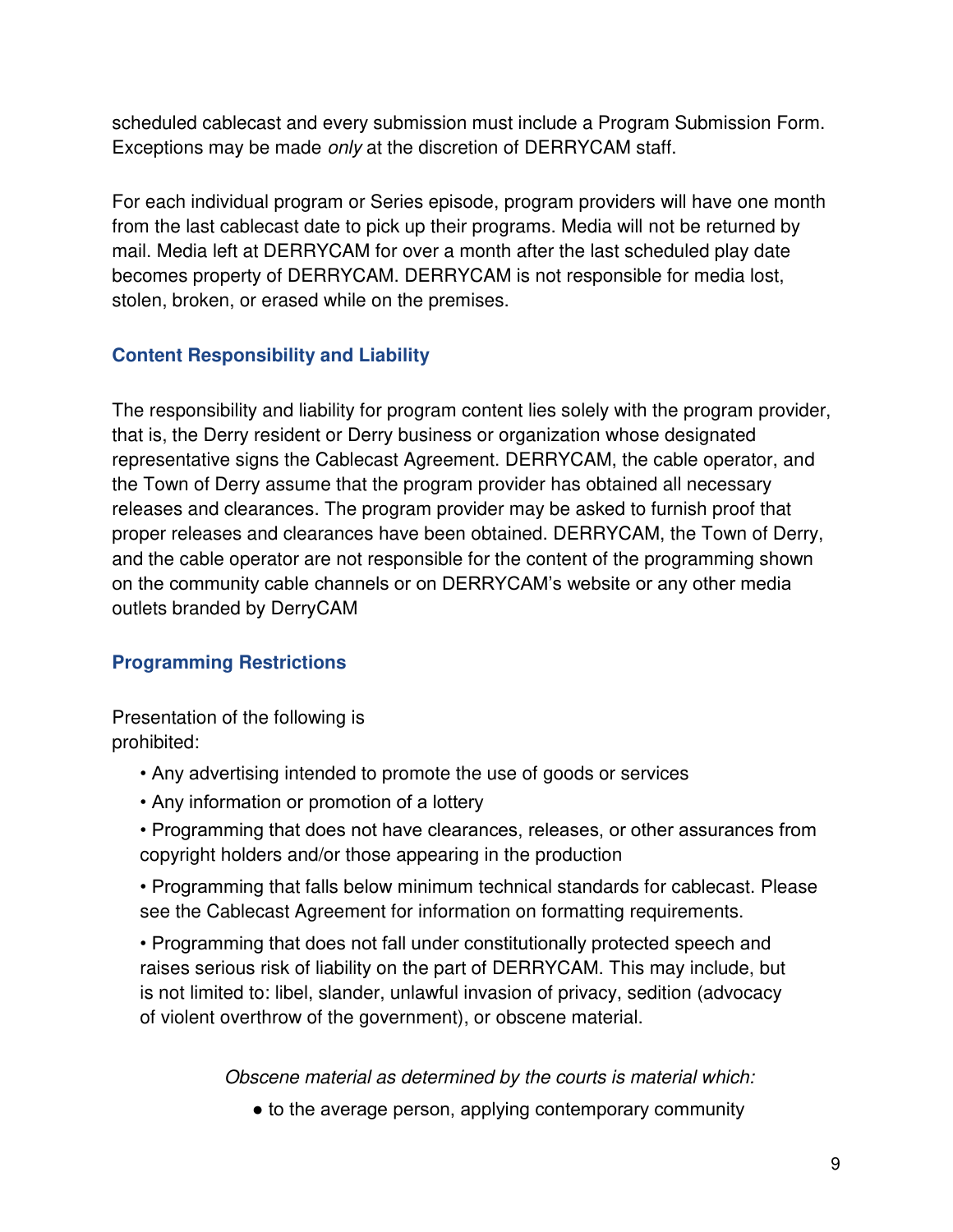scheduled cablecast and every submission must include a Program Submission Form. Exceptions may be made *only* at the discretion of DERRYCAM staff.

For each individual program or Series episode, program providers will have one month from the last cablecast date to pick up their programs. Media will not be returned by mail. Media left at DERRYCAM for over a month after the last scheduled play date becomes property of DERRYCAM. DERRYCAM is not responsible for media lost, stolen, broken, or erased while on the premises.

## Content Responsibility and Liability

The responsibility and liability for program content lies solely with the program provider, that is, the Derry resident or Derry business or organization whose designated representative signs the Cablecast Agreement. DERRYCAM, the cable operator, and the Town of Derry assume that the program provider has obtained all necessary releases and clearances. The program provider may be asked to furnish proof that proper releases and clearances have been obtained. DERRYCAM, the Town of Derry, and the cable operator are not responsible for the content of the programming shown on the community cable channels or on DERRYCAM's website or any other media outlets branded by DerryCAM

## Programming Restrictions

Presentation of the following is prohibited:

- Any advertising intended to promote the use of goods or services
- Any information or promotion of a lottery
- Programming that does not have clearances, releases, or other assurances from copyright holders and/or those appearing in the production
- Programming that falls below minimum technical standards for cablecast. Please see the Cablecast Agreement for information on formatting requirements.
- Programming that does not fall under constitutionally protected speech and raises serious risk of liability on the part of DERRYCAM. This may include, but is not limited to: libel, slander, unlawful invasion of privacy, sedition (advocacy of violent overthrow of the government), or obscene material.

*Obscene material as determined by the courts is material which:*

- to the average person, applying contemporary community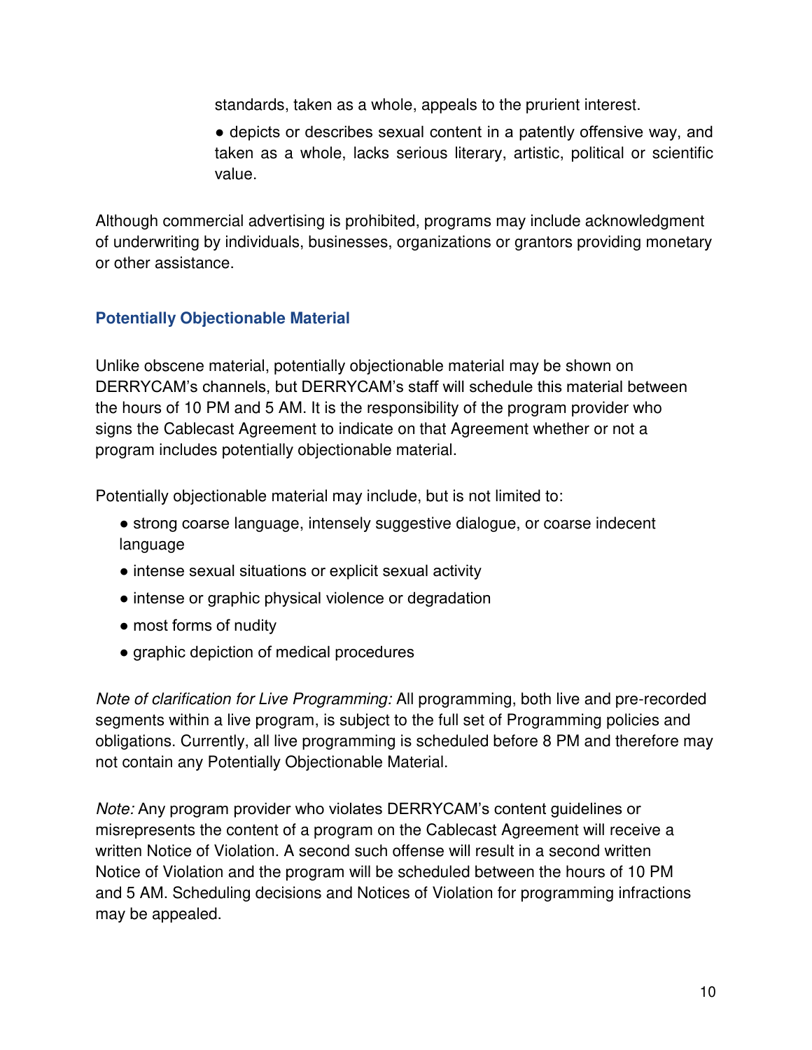standards, taken as a whole, appeals to the prurient interest.

- depicts or describes sexual content in a patently offensive way, and taken as a whole, lacks serious literary, artistic, political or scientific value.

Although commercial advertising is prohibited, programs may include acknowledgment of underwriting by individuals, businesses, organizations or grantors providing monetary or other assistance.

### Potentially Objectionable Material

Unlike obscene material, potentially objectionable material may be shown on DERRYCAM's channels, but DERRYCAM's staff will schedule this material between the hours of 10 PM and 5 AM. It is the responsibility of the program provider who signs the Cablecast Agreement to indicate on that Agreement whether or not a program includes potentially objectionable material.

Potentially objectionable material may include, but is not limited to:

- strong coarse language, intensely suggestive dialogue, or coarse indecent language
- intense sexual situations or explicit sexual activity
- intense or graphic physical violence or degradation
- most forms of nudity
- graphic depiction of medical procedures

*Note of clarification for Live Programming:* All programming, both live and pre-recorded segments within a live program, is subject to the full set of Programming policies and obligations. Currently, all live programming is scheduled before 8 PM and therefore may not contain any Potentially Objectionable Material.

*Note:* Any program provider who violates DERRYCAM's content guidelines or misrepresents the content of a program on the Cablecast Agreement will receive a written Notice of Violation. A second such offense will result in a second written Notice of Violation and the program will be scheduled between the hours of 10 PM and 5 AM. Scheduling decisions and Notices of Violation for programming infractions may be appealed.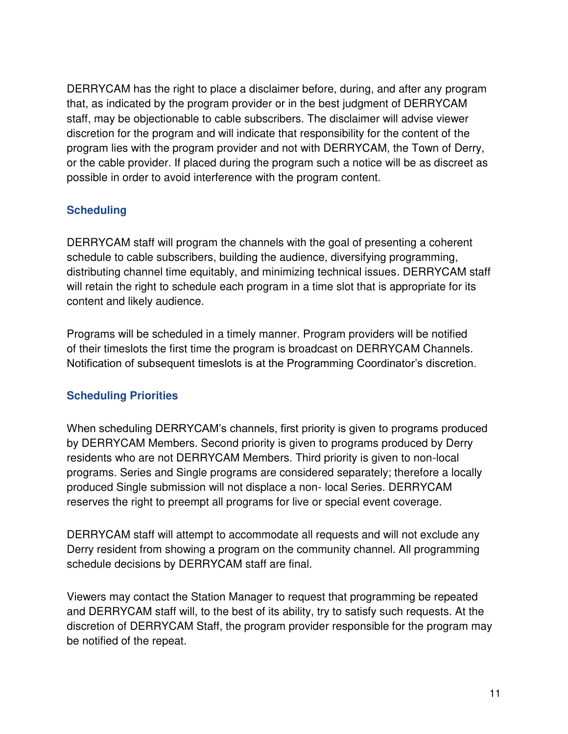DERRYCAM has the right to place a disclaimer before, during, and after any program that, as indicated by the program provider or in the best judgment of DERRYCAM staff, may be objectionable to cable subscribers. The disclaimer will advise viewer discretion for the program and will indicate that responsibility for the content of the program lies with the program provider and not with DERRYCAM, the Town of Derry, or the cable provider. If placed during the program such a notice will be as discreet as possible in order to avoid interference with the program content.

### Scheduling

DERRYCAM staff will program the channels with the goal of presenting a coherent schedule to cable subscribers, building the audience, diversifying programming, distributing channel time equitably, and minimizing technical issues. DERRYCAM staff will retain the right to schedule each program in a time slot that is appropriate for its content and likely audience.

Programs will be scheduled in a timely manner. Program providers will be notified of their timeslots the first time the program is broadcast on DERRYCAM Channels. Notification of subsequent timeslots is at the Programming Coordinator's discretion.

### Scheduling Priorities

When scheduling DERRYCAM's channels, first priority is given to programs produced by DERRYCAM Members. Second priority is given to programs produced by Derry residents who are not DERRYCAM Members. Third priority is given to non-local programs. Series and Single programs are considered separately; therefore a locally produced Single submission will not displace a non- local Series. DERRYCAM reserves the right to preempt all programs for live or special event coverage.

DERRYCAM staff will attempt to accommodate all requests and will not exclude any Derry resident from showing a program on the community channel. All programming schedule decisions by DERRYCAM staff are final.

Viewers may contact the Station Manager to request that programming be repeated and DERRYCAM staff will, to the best of its ability, try to satisfy such requests. At the discretion of DERRYCAM Staff, the program provider responsible for the program may be notified of the repeat.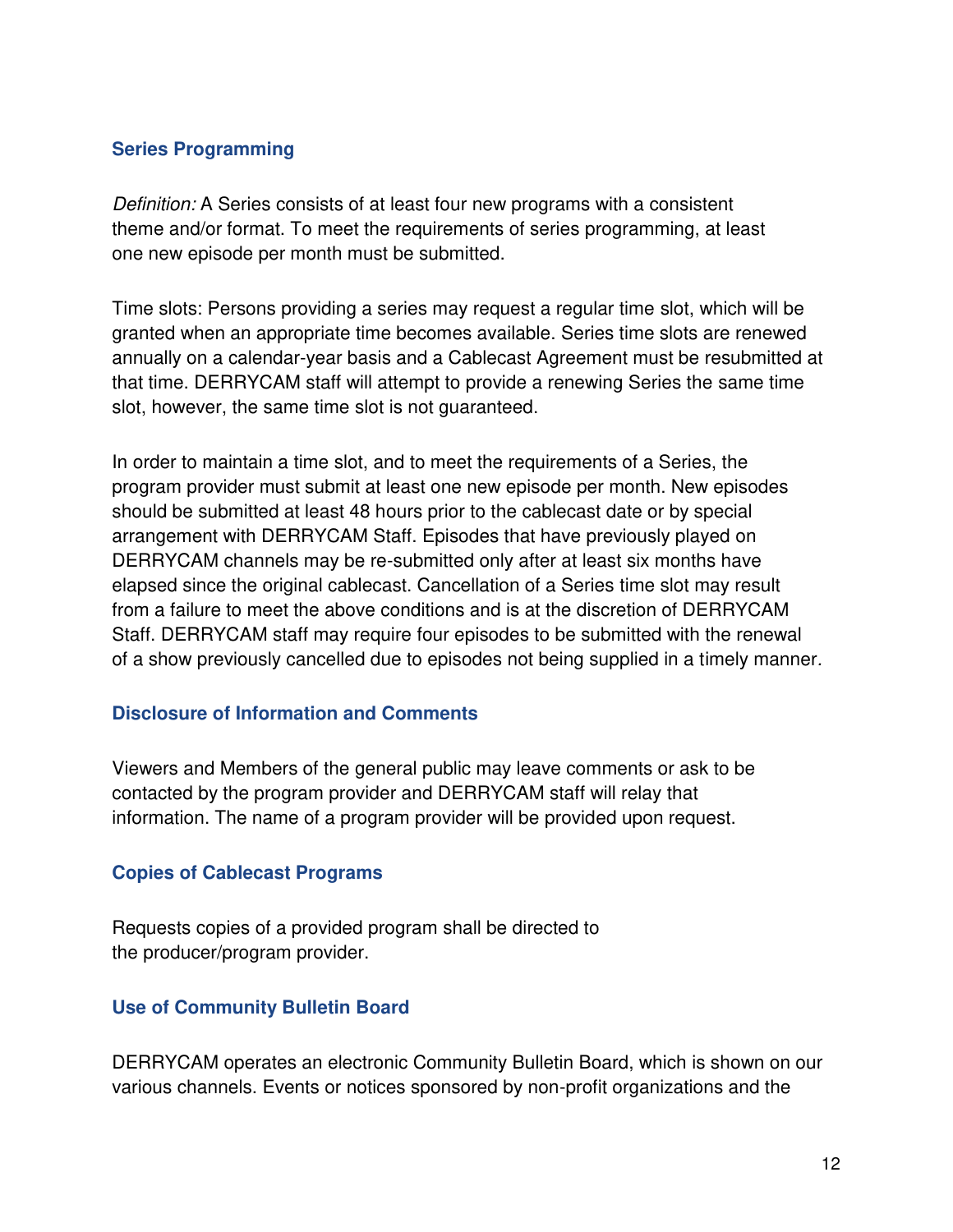### Series Programming

*Definition:* A Series consists of at least four new programs with a consistent theme and/or format. To meet the requirements of series programming, at least one new episode per month must be submitted.

Time slots: Persons providing a series may request a regular time slot, which will be granted when an appropriate time becomes available. Series time slots are renewed annually on a calendar-year basis and a Cablecast Agreement must be resubmitted at that time. DERRYCAM staff will attempt to provide a renewing Series the same time slot, however, the same time slot is not guaranteed.

In order to maintain a time slot, and to meet the requirements of a Series, the program provider must submit at least one new episode per month. New episodes should be submitted at least 48 hours prior to the cablecast date or by special arrangement with DERRYCAM Staff. Episodes that have previously played on DERRYCAM channels may be re-submitted only after at least six months have elapsed since the original cablecast. Cancellation of a Series time slot may result from a failure to meet the above conditions and is at the discretion of DERRYCAM Staff. DERRYCAM staff may require four episodes to be submitted with the renewal of a show previously cancelled due to episodes not being supplied in a timely manner.

### Disclosure of Information and Comments

Viewers and Members of the general public may leave comments or ask to be contacted by the program provider and DERRYCAM staff will relay that information. The name of a program provider will be provided upon request.

### Copies of Cablecast Programs

Requests copies of a provided program shall be directed to the producer/program provider.

### Use of Community Bulletin Board

DERRYCAM operates an electronic Community Bulletin Board, which is shown on our various channels. Events or notices sponsored by non-profit organizations and the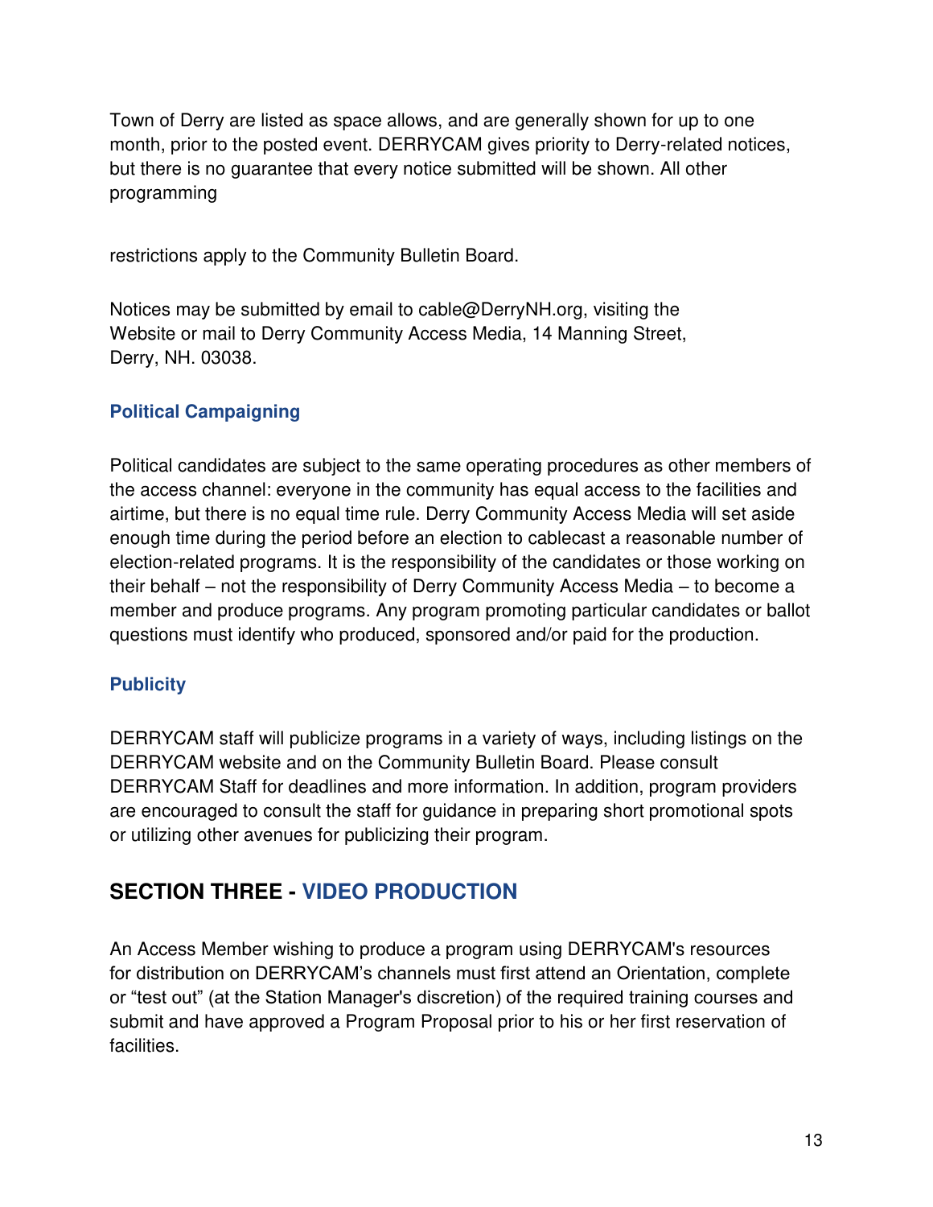Town of Derry are listed as space allows, and are generally shown for up to one month, prior to the posted event. DERRYCAM gives priority to Derry-related notices, but there is no guarantee that every notice submitted will be shown. All other programming

restrictions apply to the Community Bulletin Board.

Notices may be submitted by email to cable@DerryNH.org, visiting the Website or mail to Derry Community Access Media, 14 Manning Street, Derry, NH. 03038.

### Political Campaigning

Political candidates are subject to the same operating procedures as other members of the access channel: everyone in the community has equal access to the facilities and airtime, but there is no equal time rule. Derry Community Access Media will set aside enough time during the period before an election to cablecast a reasonable number of election-related programs. It is the responsibility of the candidates or those working on their behalf – not the responsibility of Derry Community Access Media – to become a member and produce programs. Any program promoting particular candidates or ballot questions must identify who produced, sponsored and/or paid for the production.

### Publicity

DERRYCAM staff will publicize programs in a variety of ways, including listings on the DERRYCAM website and on the Community Bulletin Board. Please consult DERRYCAM Staff for deadlines and more information. In addition, program providers are encouraged to consult the staff for guidance in preparing short promotional spots or utilizing other avenues for publicizing their program.

## SECTION THREE - VIDEO PRODUCTION

An Access Member wishing to produce a program using DERRYCAM's resources for distribution on DERRYCAM's channels must first attend an Orientation, complete or "test out" (at the Station Manager's discretion) of the required training courses and submit and have approved a Program Proposal prior to his or her first reservation of facilities.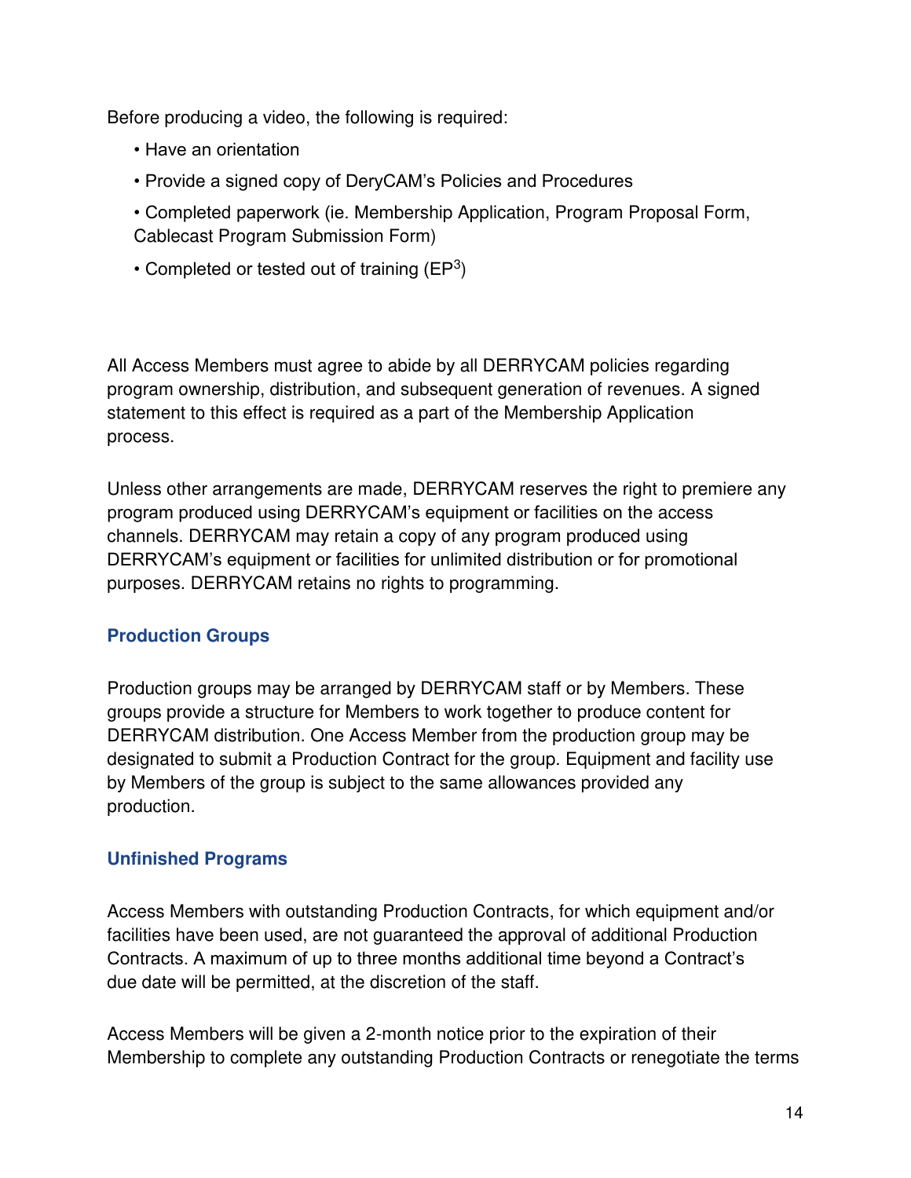Before producing a video, the following is required:

- Have an orientation
- Provide a signed copy of DeryCAM's Policies and Procedures
- Completed paperwork (ie. Membership Application, Program Proposal Form, Cablecast Program Submission Form)
- Completed or tested out of training ($EP^3$)

All Access Members must agree to abide by all DERRYCAM policies regarding program ownership, distribution, and subsequent generation of revenues. A signed statement to this effect is required as a part of the Membership Application process.

Unless other arrangements are made, DERRYCAM reserves the right to premiere any program produced using DERRYCAM's equipment or facilities on the access channels. DERRYCAM may retain a copy of any program produced using DERRYCAM's equipment or facilities for unlimited distribution or for promotional purposes. DERRYCAM retains no rights to programming.

### Production Groups

Production groups may be arranged by DERRYCAM staff or by Members. These groups provide a structure for Members to work together to produce content for DERRYCAM distribution. One Access Member from the production group may be designated to submit a Production Contract for the group. Equipment and facility use by Members of the group is subject to the same allowances provided any production.

### Unfinished Programs

Access Members with outstanding Production Contracts, for which equipment and/or facilities have been used, are not guaranteed the approval of additional Production Contracts. A maximum of up to three months additional time beyond a Contract's due date will be permitted, at the discretion of the staff.

Access Members will be given a 2-month notice prior to the expiration of their Membership to complete any outstanding Production Contracts or renegotiate the terms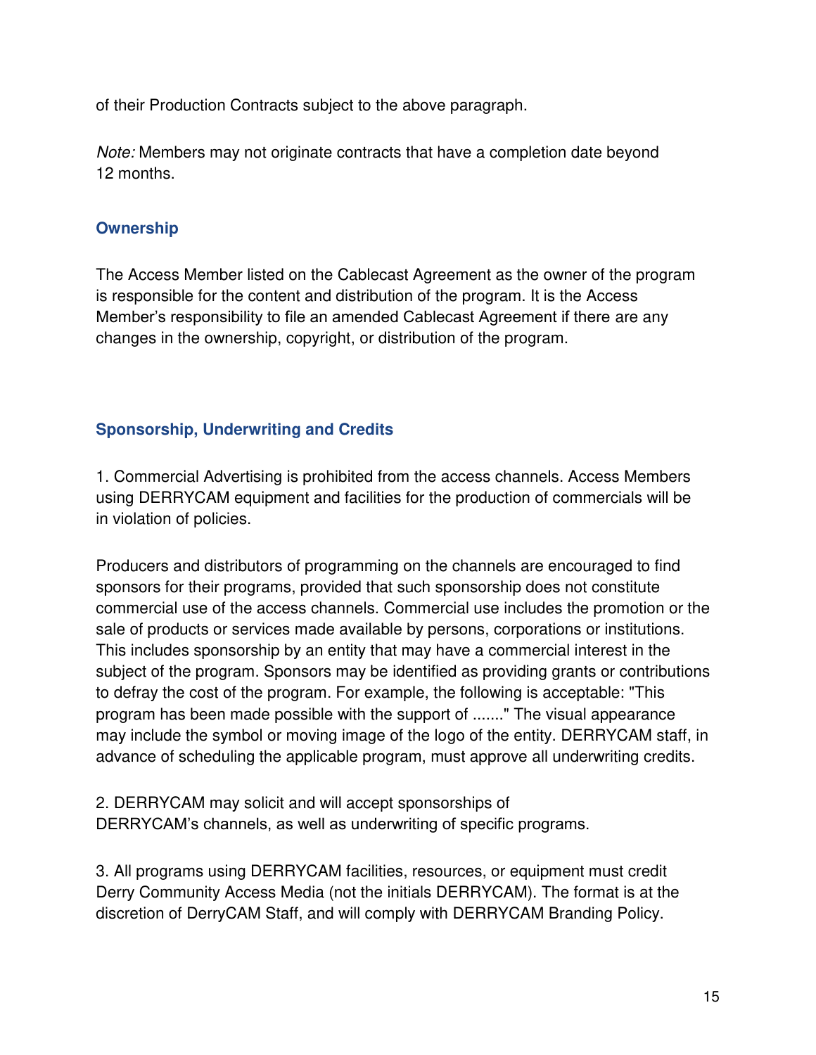of their Production Contracts subject to the above paragraph.

*Note:* Members may not originate contracts that have a completion date beyond 12 months.

## Ownership

The Access Member listed on the Cablecast Agreement as the owner of the program is responsible for the content and distribution of the program. It is the Access Member's responsibility to file an amended Cablecast Agreement if there are any changes in the ownership, copyright, or distribution of the program.

## Sponsorship, Underwriting and Credits

1. Commercial Advertising is prohibited from the access channels. Access Members using DERRYCAM equipment and facilities for the production of commercials will be in violation of policies.

Producers and distributors of programming on the channels are encouraged to find sponsors for their programs, provided that such sponsorship does not constitute commercial use of the access channels. Commercial use includes the promotion or the sale of products or services made available by persons, corporations or institutions. This includes sponsorship by an entity that may have a commercial interest in the subject of the program. Sponsors may be identified as providing grants or contributions to defray the cost of the program. For example, the following is acceptable: "This program has been made possible with the support of ......." The visual appearance may include the symbol or moving image of the logo of the entity. DERRYCAM staff, in advance of scheduling the applicable program, must approve all underwriting credits.

2. DERRYCAM may solicit and will accept sponsorships of DERRYCAM's channels, as well as underwriting of specific programs.

3. All programs using DERRYCAM facilities, resources, or equipment must credit Derry Community Access Media (not the initials DERRYCAM). The format is at the discretion of DerryCAM Staff, and will comply with DERRYCAM Branding Policy.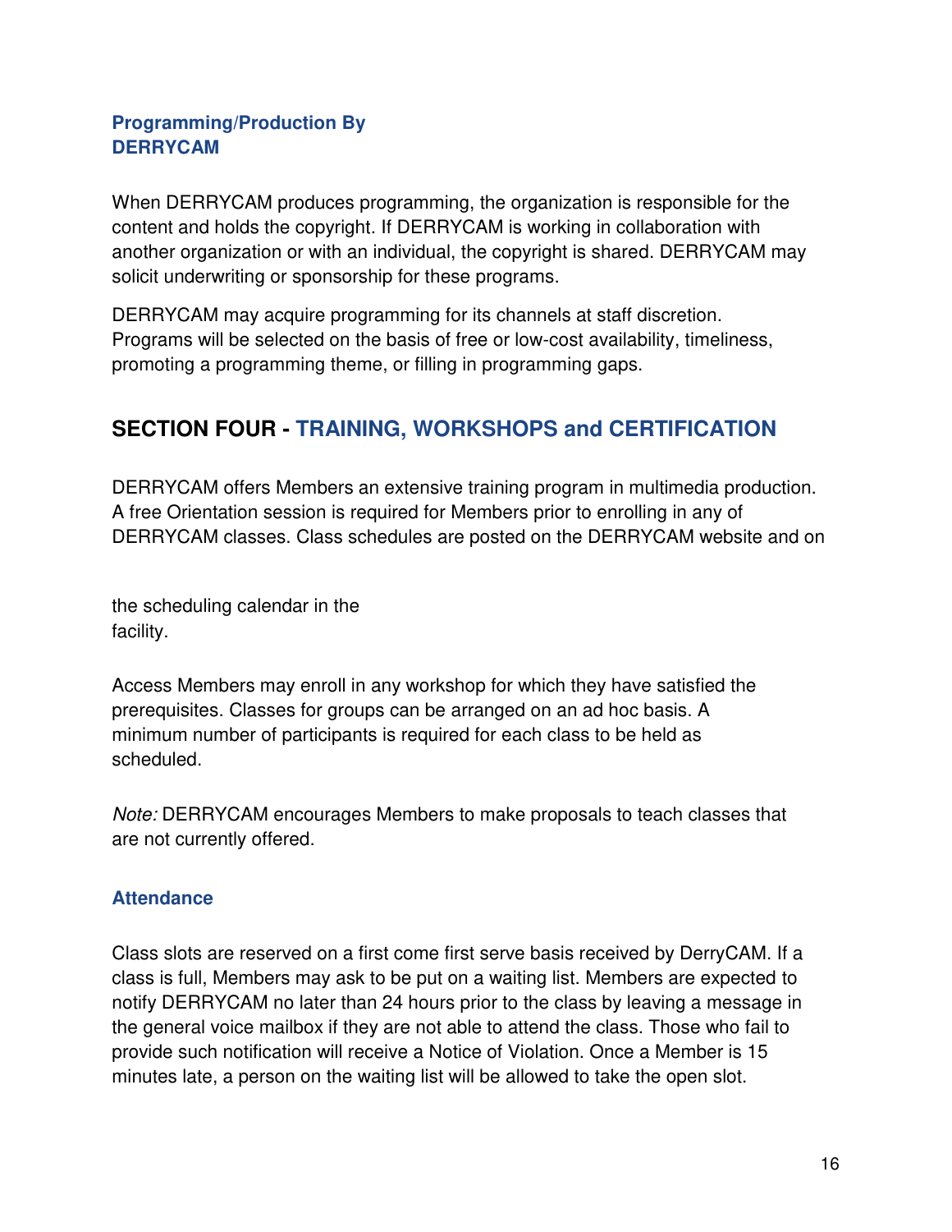### Programming/Production By DERRYCAM

When DERRYCAM produces programming, the organization is responsible for the content and holds the copyright. If DERRYCAM is working in collaboration with another organization or with an individual, the copyright is shared. DERRYCAM may solicit underwriting or sponsorship for these programs.

DERRYCAM may acquire programming for its channels at staff discretion. Programs will be selected on the basis of free or low-cost availability, timeliness, promoting a programming theme, or filling in programming gaps.

## SECTION FOUR - TRAINING, WORKSHOPS and CERTIFICATION

DERRYCAM offers Members an extensive training program in multimedia production. A free Orientation session is required for Members prior to enrolling in any of DERRYCAM classes. Class schedules are posted on the DERRYCAM website and on the scheduling calendar in the facility.

Access Members may enroll in any workshop for which they have satisfied the prerequisites. Classes for groups can be arranged on an ad hoc basis. A minimum number of participants is required for each class to be held as scheduled.

*Note:* DERRYCAM encourages Members to make proposals to teach classes that are not currently offered.

### Attendance

Class slots are reserved on a first come first serve basis received by DerryCAM. If a class is full, Members may ask to be put on a waiting list. Members are expected to notify DERRYCAM no later than 24 hours prior to the class by leaving a message in the general voice mailbox if they are not able to attend the class. Those who fail to provide such notification will receive a Notice of Violation. Once a Member is 15 minutes late, a person on the waiting list will be allowed to take the open slot.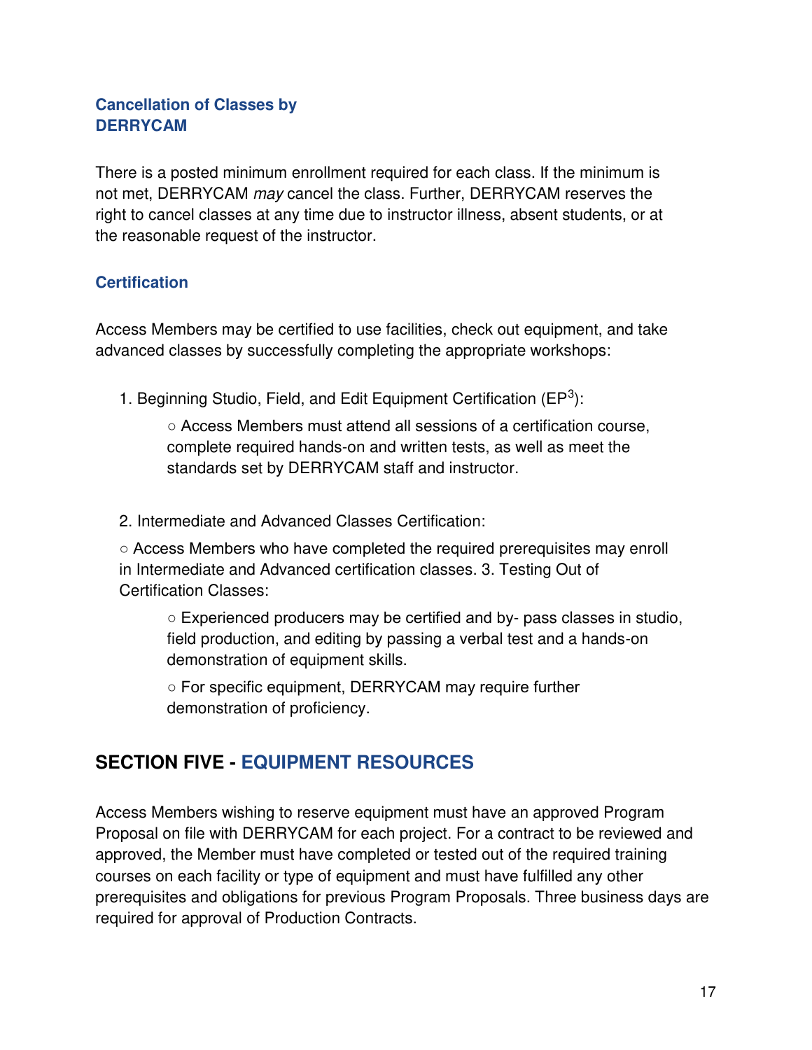### Cancellation of Classes by DERRYCAM

There is a posted minimum enrollment required for each class. If the minimum is not met, DERRYCAM *may* cancel the class. Further, DERRYCAM reserves the right to cancel classes at any time due to instructor illness, absent students, or at the reasonable request of the instructor.

### Certification

Access Members may be certified to use facilities, check out equipment, and take advanced classes by successfully completing the appropriate workshops:

1. Beginning Studio, Field, and Edit Equipment Certification ($EP^3$):

    ○ Access Members must attend all sessions of a certification course, complete required hands-on and written tests, as well as meet the standards set by DERRYCAM staff and instructor.

2. Intermediate and Advanced Classes Certification:

    ○ Access Members who have completed the required prerequisites may enroll in Intermediate and Advanced certification classes.

3. Testing Out of Certification Classes:

    ○ Experienced producers may be certified and by- pass classes in studio, field production, and editing by passing a verbal test and a hands-on demonstration of equipment skills.

    ○ For specific equipment, DERRYCAM may require further demonstration of proficiency.

## SECTION FIVE - EQUIPMENT RESOURCES

Access Members wishing to reserve equipment must have an approved Program Proposal on file with DERRYCAM for each project. For a contract to be reviewed and approved, the Member must have completed or tested out of the required training courses on each facility or type of equipment and must have fulfilled any other prerequisites and obligations for previous Program Proposals. Three business days are required for approval of Production Contracts.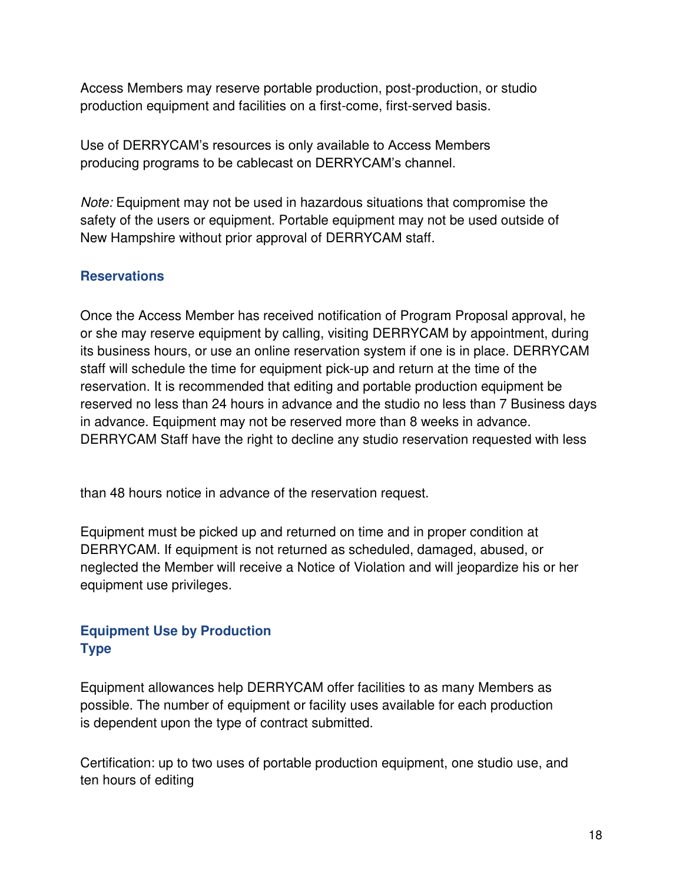Access Members may reserve portable production, post-production, or studio production equipment and facilities on a first-come, first-served basis.

Use of DERRYCAM's resources is only available to Access Members producing programs to be cablecast on DERRYCAM's channel.

*Note:* Equipment may not be used in hazardous situations that compromise the safety of the users or equipment. Portable equipment may not be used outside of New Hampshire without prior approval of DERRYCAM staff.

## Reservations

Once the Access Member has received notification of Program Proposal approval, he or she may reserve equipment by calling, visiting DERRYCAM by appointment, during its business hours, or use an online reservation system if one is in place. DERRYCAM staff will schedule the time for equipment pick-up and return at the time of the reservation. It is recommended that editing and portable production equipment be reserved no less than 24 hours in advance and the studio no less than 7 Business days in advance. Equipment may not be reserved more than 8 weeks in advance. DERRYCAM Staff have the right to decline any studio reservation requested with less than 48 hours notice in advance of the reservation request.

Equipment must be picked up and returned on time and in proper condition at DERRYCAM. If equipment is not returned as scheduled, damaged, abused, or neglected the Member will receive a Notice of Violation and will jeopardize his or her equipment use privileges.

## Equipment Use by Production Type

Equipment allowances help DERRYCAM offer facilities to as many Members as possible. The number of equipment or facility uses available for each production is dependent upon the type of contract submitted.

Certification: up to two uses of portable production equipment, one studio use, and ten hours of editing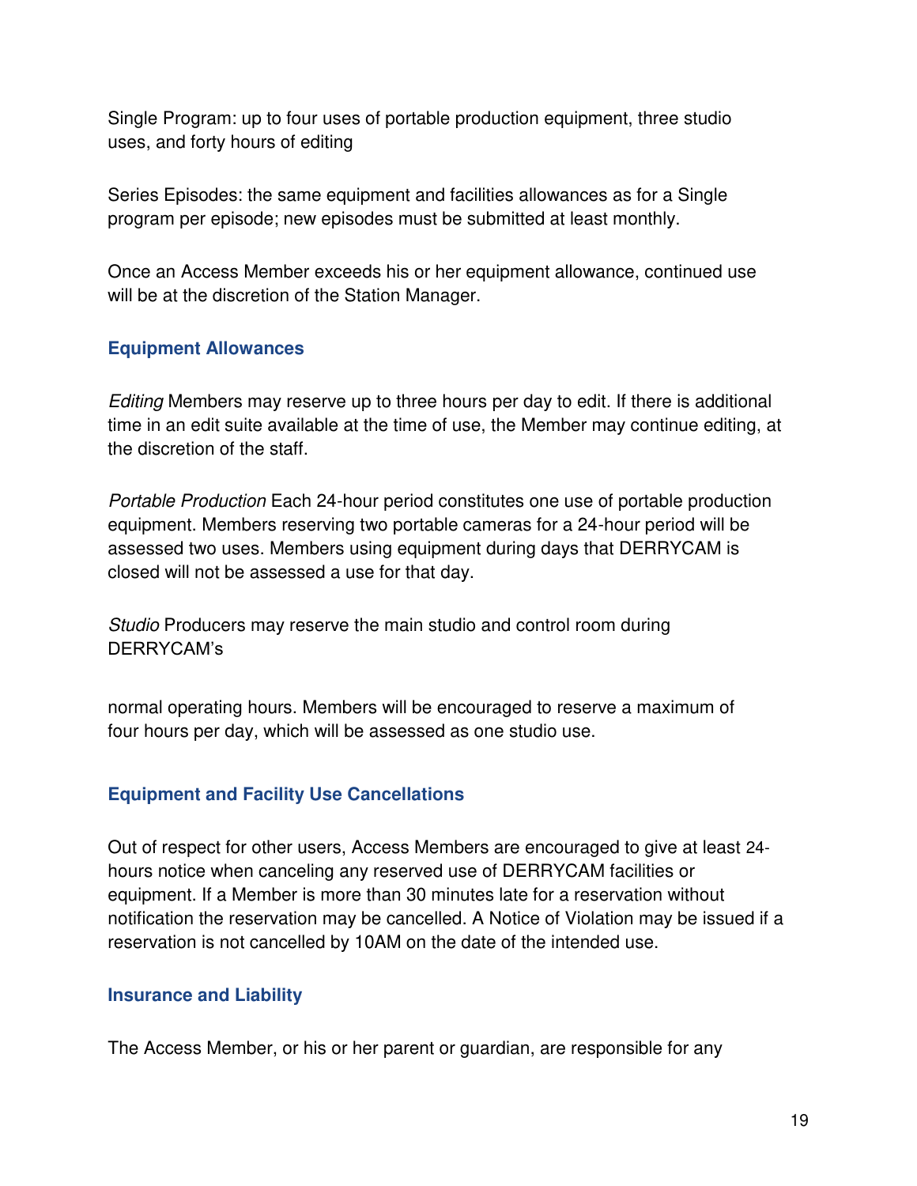Single Program: up to four uses of portable production equipment, three studio uses, and forty hours of editing

Series Episodes: the same equipment and facilities allowances as for a Single program per episode; new episodes must be submitted at least monthly.

Once an Access Member exceeds his or her equipment allowance, continued use will be at the discretion of the Station Manager.

## Equipment Allowances

*Editing* Members may reserve up to three hours per day to edit. If there is additional time in an edit suite available at the time of use, the Member may continue editing, at the discretion of the staff.

*Portable Production* Each 24-hour period constitutes one use of portable production equipment. Members reserving two portable cameras for a 24-hour period will be assessed two uses. Members using equipment during days that DERRYCAM is closed will not be assessed a use for that day.

*Studio* Producers may reserve the main studio and control room during DERRYCAM's normal operating hours. Members will be encouraged to reserve a maximum of four hours per day, which will be assessed as one studio use.

## Equipment and Facility Use Cancellations

Out of respect for other users, Access Members are encouraged to give at least 24-hours notice when canceling any reserved use of DERRYCAM facilities or equipment. If a Member is more than 30 minutes late for a reservation without notification the reservation may be cancelled. A Notice of Violation may be issued if a reservation is not cancelled by 10AM on the date of the intended use.

## Insurance and Liability

The Access Member, or his or her parent or guardian, are responsible for any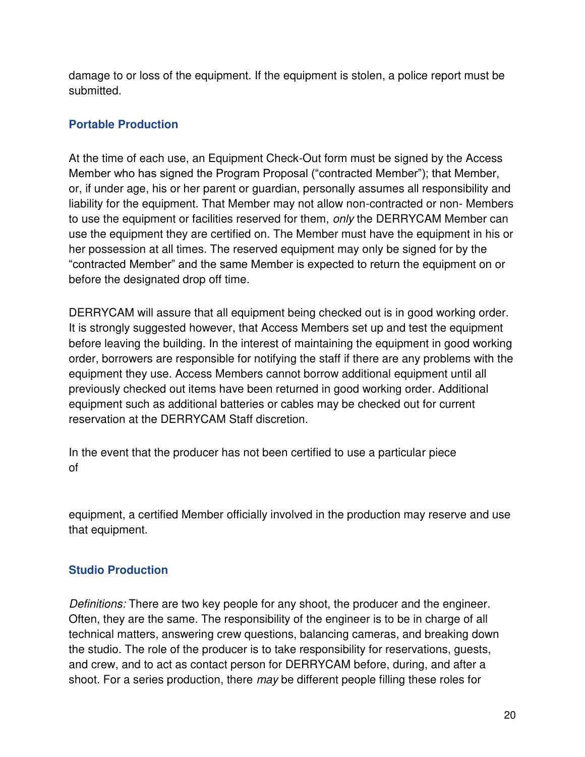damage to or loss of the equipment. If the equipment is stolen, a police report must be submitted.

## Portable Production

At the time of each use, an Equipment Check-Out form must be signed by the Access Member who has signed the Program Proposal ("contracted Member"); that Member, or, if under age, his or her parent or guardian, personally assumes all responsibility and liability for the equipment. That Member may not allow non-contracted or non- Members to use the equipment or facilities reserved for them, *only* the DERRYCAM Member can use the equipment they are certified on. The Member must have the equipment in his or her possession at all times. The reserved equipment may only be signed for by the "contracted Member" and the same Member is expected to return the equipment on or before the designated drop off time.

DERRYCAM will assure that all equipment being checked out is in good working order. It is strongly suggested however, that Access Members set up and test the equipment before leaving the building. In the interest of maintaining the equipment in good working order, borrowers are responsible for notifying the staff if there are any problems with the equipment they use. Access Members cannot borrow additional equipment until all previously checked out items have been returned in good working order. Additional equipment such as additional batteries or cables may be checked out for current reservation at the DERRYCAM Staff discretion.

In the event that the producer has not been certified to use a particular piece of equipment, a certified Member officially involved in the production may reserve and use that equipment.

## Studio Production

*Definitions:* There are two key people for any shoot, the producer and the engineer. Often, they are the same. The responsibility of the engineer is to be in charge of all technical matters, answering crew questions, balancing cameras, and breaking down the studio. The role of the producer is to take responsibility for reservations, guests, and crew, and to act as contact person for DERRYCAM before, during, and after a shoot. For a series production, there *may* be different people filling these roles for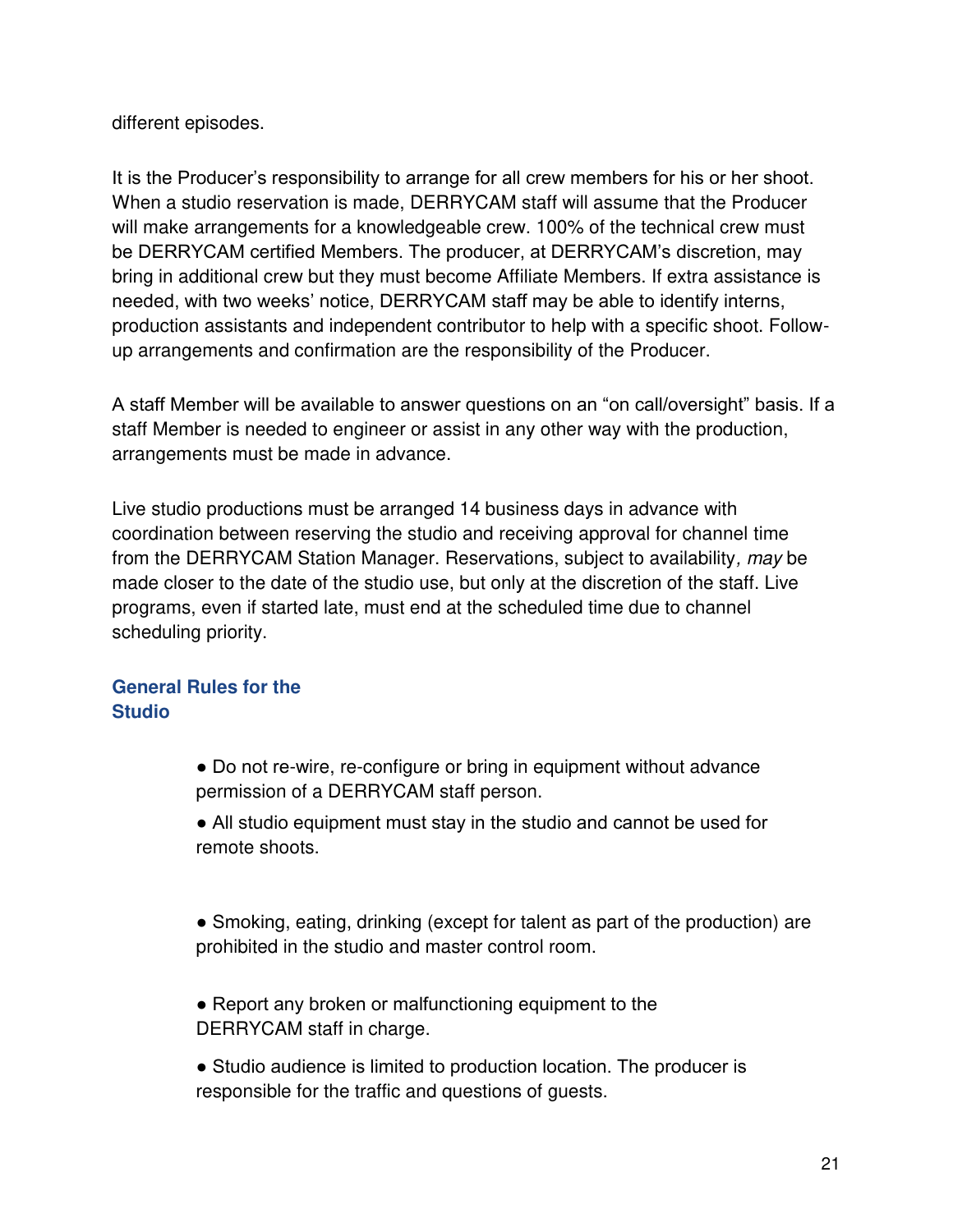different episodes.

It is the Producer's responsibility to arrange for all crew members for his or her shoot. When a studio reservation is made, DERRYCAM staff will assume that the Producer will make arrangements for a knowledgeable crew. 100% of the technical crew must be DERRYCAM certified Members. The producer, at DERRYCAM's discretion, may bring in additional crew but they must become Affiliate Members. If extra assistance is needed, with two weeks' notice, DERRYCAM staff may be able to identify interns, production assistants and independent contributor to help with a specific shoot. Follow-up arrangements and confirmation are the responsibility of the Producer.

A staff Member will be available to answer questions on an "on call/oversight" basis. If a staff Member is needed to engineer or assist in any other way with the production, arrangements must be made in advance.

Live studio productions must be arranged 14 business days in advance with coordination between reserving the studio and receiving approval for channel time from the DERRYCAM Station Manager. Reservations, subject to availability*, may* be made closer to the date of the studio use, but only at the discretion of the staff. Live programs, even if started late, must end at the scheduled time due to channel scheduling priority.

## General Rules for the Studio

- Do not re-wire, re-configure or bring in equipment without advance permission of a DERRYCAM staff person.
- All studio equipment must stay in the studio and cannot be used for remote shoots.
- Smoking, eating, drinking (except for talent as part of the production) are prohibited in the studio and master control room.
- Report any broken or malfunctioning equipment to the DERRYCAM staff in charge.
- Studio audience is limited to production location. The producer is responsible for the traffic and questions of guests.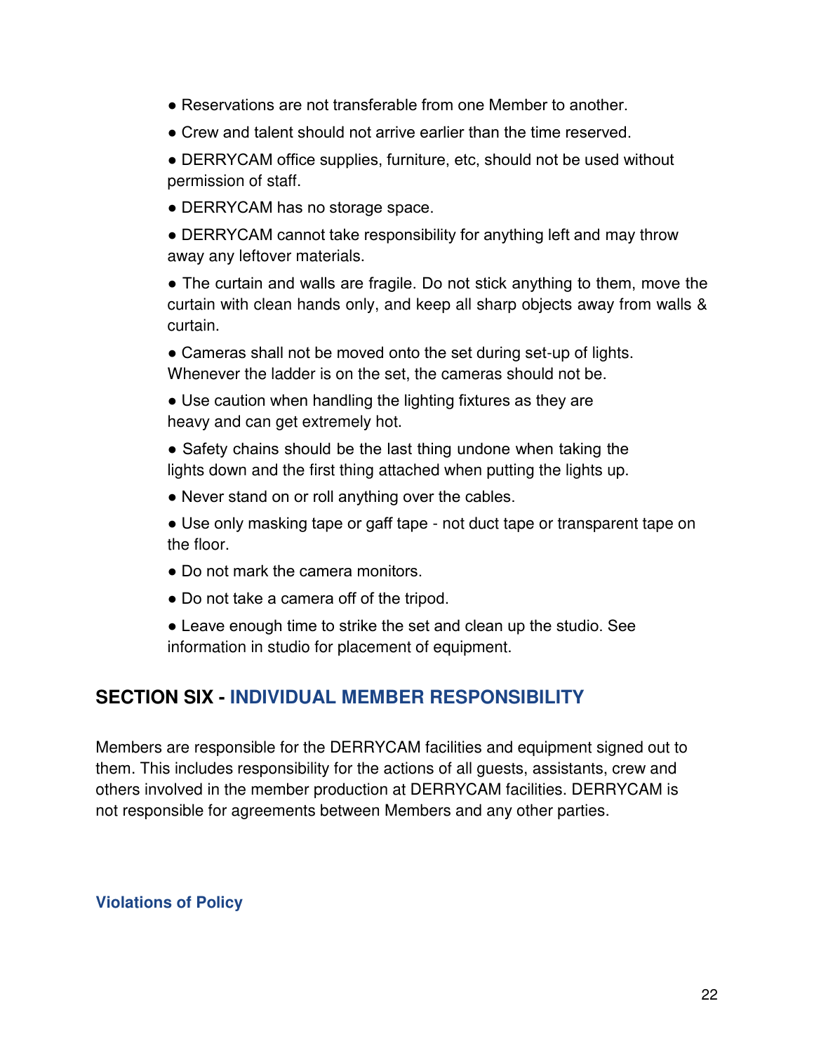- Reservations are not transferable from one Member to another.
- Crew and talent should not arrive earlier than the time reserved.
- DERRYCAM office supplies, furniture, etc, should not be used without permission of staff.
- DERRYCAM has no storage space.
- DERRYCAM cannot take responsibility for anything left and may throw away any leftover materials.
- The curtain and walls are fragile. Do not stick anything to them, move the curtain with clean hands only, and keep all sharp objects away from walls & curtain.
- Cameras shall not be moved onto the set during set-up of lights. Whenever the ladder is on the set, the cameras should not be.
- Use caution when handling the lighting fixtures as they are heavy and can get extremely hot.
- Safety chains should be the last thing undone when taking the lights down and the first thing attached when putting the lights up.
- Never stand on or roll anything over the cables.
- Use only masking tape or gaff tape - not duct tape or transparent tape on the floor.
- Do not mark the camera monitors.
- Do not take a camera off of the tripod.
- Leave enough time to strike the set and clean up the studio. See information in studio for placement of equipment.

## SECTION SIX - INDIVIDUAL MEMBER RESPONSIBILITY

Members are responsible for the DERRYCAM facilities and equipment signed out to them. This includes responsibility for the actions of all guests, assistants, crew and others involved in the member production at DERRYCAM facilities. DERRYCAM is not responsible for agreements between Members and any other parties.

### Violations of Policy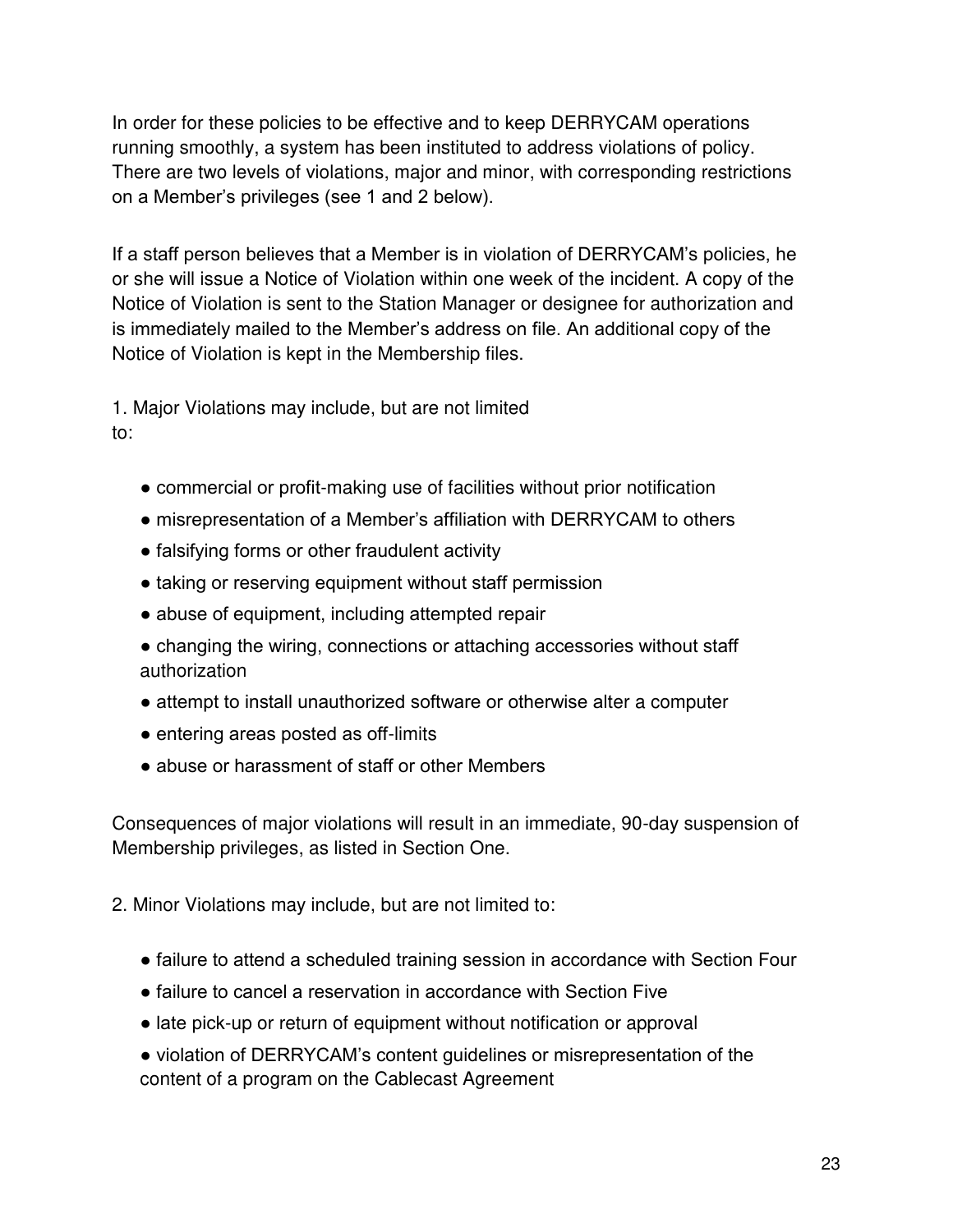In order for these policies to be effective and to keep DERRYCAM operations running smoothly, a system has been instituted to address violations of policy. There are two levels of violations, major and minor, with corresponding restrictions on a Member's privileges (see 1 and 2 below).

If a staff person believes that a Member is in violation of DERRYCAM's policies, he or she will issue a Notice of Violation within one week of the incident. A copy of the Notice of Violation is sent to the Station Manager or designee for authorization and is immediately mailed to the Member's address on file. An additional copy of the Notice of Violation is kept in the Membership files.

1. Major Violations may include, but are not limited to:

- commercial or profit-making use of facilities without prior notification
- misrepresentation of a Member's affiliation with DERRYCAM to others
- falsifying forms or other fraudulent activity
- taking or reserving equipment without staff permission
- abuse of equipment, including attempted repair
- changing the wiring, connections or attaching accessories without staff authorization
- attempt to install unauthorized software or otherwise alter a computer
- entering areas posted as off-limits
- abuse or harassment of staff or other Members

Consequences of major violations will result in an immediate, 90-day suspension of Membership privileges, as listed in Section One.

2. Minor Violations may include, but are not limited to:

- failure to attend a scheduled training session in accordance with Section Four
- failure to cancel a reservation in accordance with Section Five
- late pick-up or return of equipment without notification or approval
- violation of DERRYCAM's content guidelines or misrepresentation of the content of a program on the Cablecast Agreement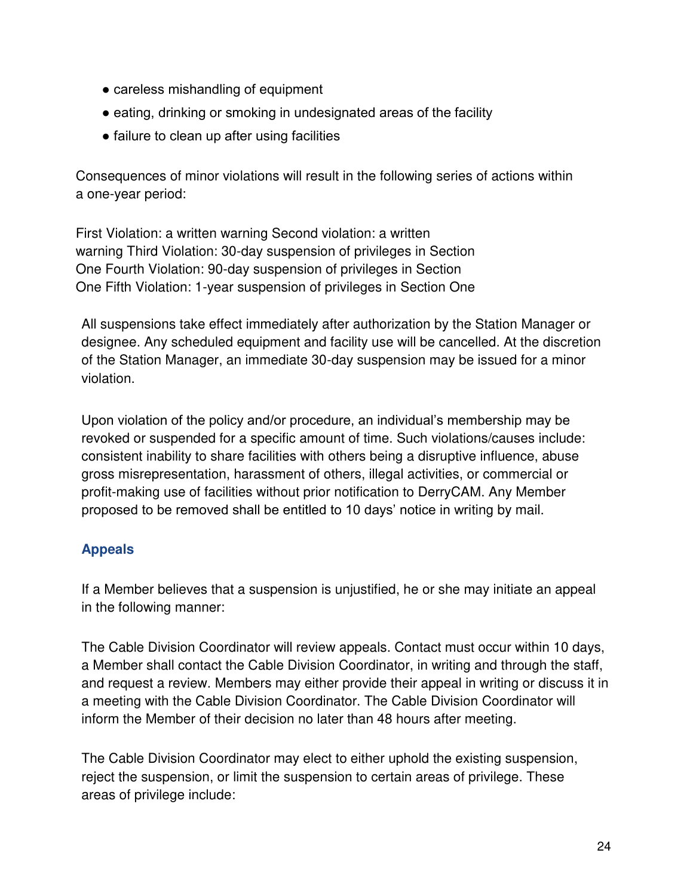- careless mishandling of equipment
- eating, drinking or smoking in undesignated areas of the facility
- failure to clean up after using facilities

Consequences of minor violations will result in the following series of actions within a one-year period:

First Violation: a written warning Second violation: a written warning Third Violation: 30-day suspension of privileges in Section One Fourth Violation: 90-day suspension of privileges in Section One Fifth Violation: 1-year suspension of privileges in Section One

All suspensions take effect immediately after authorization by the Station Manager or designee. Any scheduled equipment and facility use will be cancelled. At the discretion of the Station Manager, an immediate 30-day suspension may be issued for a minor violation.

Upon violation of the policy and/or procedure, an individual's membership may be revoked or suspended for a specific amount of time. Such violations/causes include: consistent inability to share facilities with others being a disruptive influence, abuse gross misrepresentation, harassment of others, illegal activities, or commercial or profit-making use of facilities without prior notification to DerryCAM. Any Member proposed to be removed shall be entitled to 10 days' notice in writing by mail.

### Appeals

If a Member believes that a suspension is unjustified, he or she may initiate an appeal in the following manner:

The Cable Division Coordinator will review appeals. Contact must occur within 10 days, a Member shall contact the Cable Division Coordinator, in writing and through the staff, and request a review. Members may either provide their appeal in writing or discuss it in a meeting with the Cable Division Coordinator. The Cable Division Coordinator will inform the Member of their decision no later than 48 hours after meeting.

The Cable Division Coordinator may elect to either uphold the existing suspension, reject the suspension, or limit the suspension to certain areas of privilege. These areas of privilege include: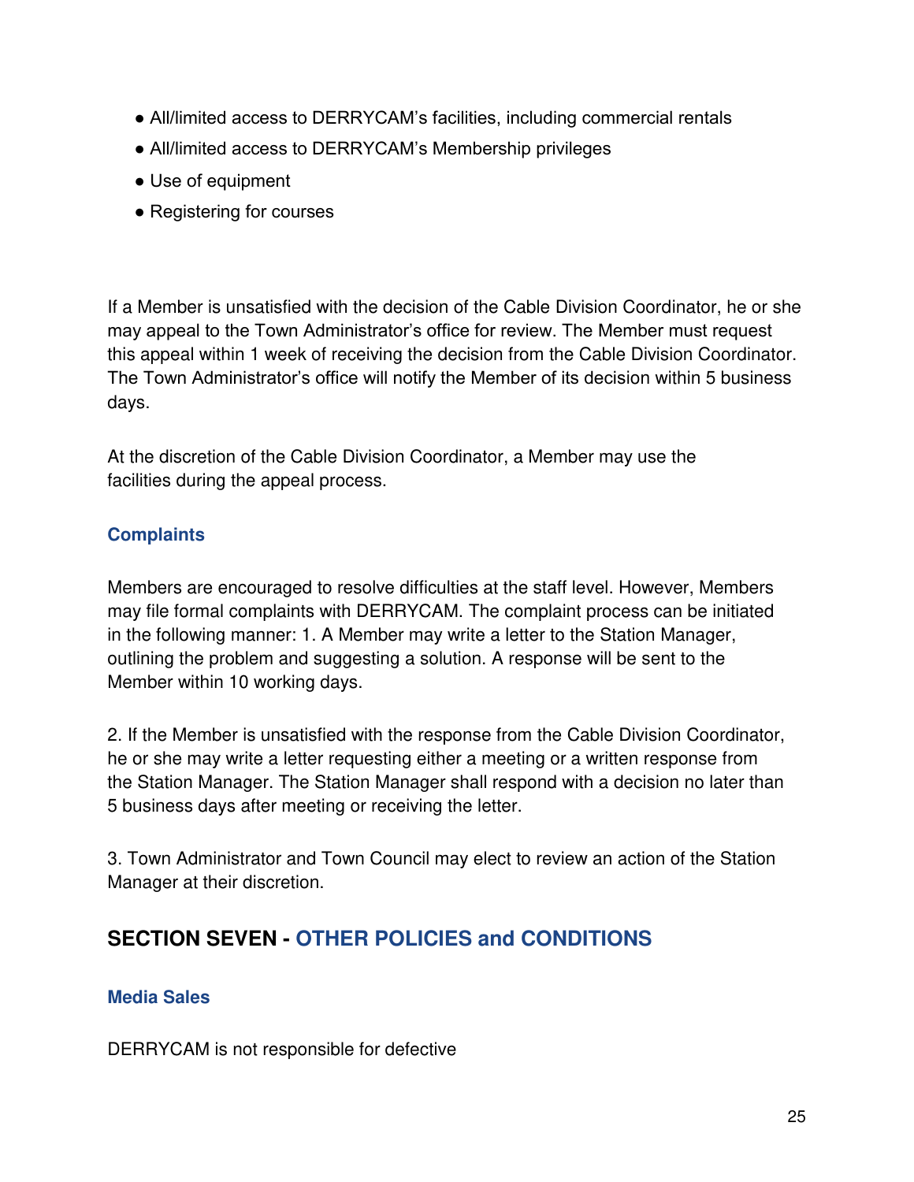- All/limited access to DERRYCAM's facilities, including commercial rentals
- All/limited access to DERRYCAM's Membership privileges
- Use of equipment
- Registering for courses

If a Member is unsatisfied with the decision of the Cable Division Coordinator, he or she may appeal to the Town Administrator's office for review. The Member must request this appeal within 1 week of receiving the decision from the Cable Division Coordinator. The Town Administrator's office will notify the Member of its decision within 5 business days.

At the discretion of the Cable Division Coordinator, a Member may use the facilities during the appeal process.

### Complaints

Members are encouraged to resolve difficulties at the staff level. However, Members may file formal complaints with DERRYCAM. The complaint process can be initiated in the following manner: 1. A Member may write a letter to the Station Manager, outlining the problem and suggesting a solution. A response will be sent to the Member within 10 working days.

2. If the Member is unsatisfied with the response from the Cable Division Coordinator, he or she may write a letter requesting either a meeting or a written response from the Station Manager. The Station Manager shall respond with a decision no later than 5 business days after meeting or receiving the letter.

3. Town Administrator and Town Council may elect to review an action of the Station Manager at their discretion.

## SECTION SEVEN - OTHER POLICIES and CONDITIONS

### Media Sales

DERRYCAM is not responsible for defective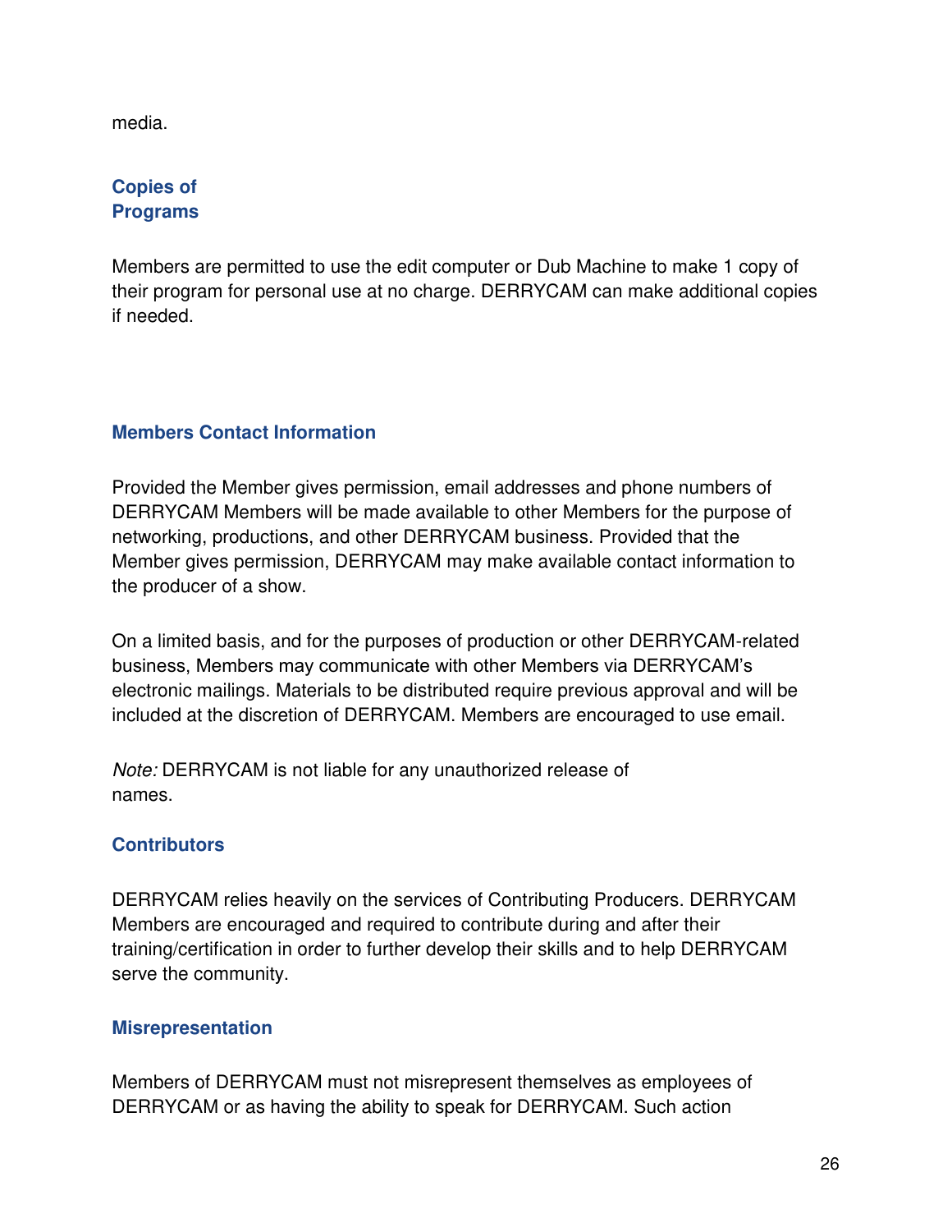media.

### Copies of Programs

Members are permitted to use the edit computer or Dub Machine to make 1 copy of their program for personal use at no charge. DERRYCAM can make additional copies if needed.

### Members Contact Information

Provided the Member gives permission, email addresses and phone numbers of DERRYCAM Members will be made available to other Members for the purpose of networking, productions, and other DERRYCAM business. Provided that the Member gives permission, DERRYCAM may make available contact information to the producer of a show.

On a limited basis, and for the purposes of production or other DERRYCAM-related business, Members may communicate with other Members via DERRYCAM's electronic mailings. Materials to be distributed require previous approval and will be included at the discretion of DERRYCAM. Members are encouraged to use email.

*Note:* DERRYCAM is not liable for any unauthorized release of names.

### Contributors

DERRYCAM relies heavily on the services of Contributing Producers. DERRYCAM Members are encouraged and required to contribute during and after their training/certification in order to further develop their skills and to help DERRYCAM serve the community.

### Misrepresentation

Members of DERRYCAM must not misrepresent themselves as employees of DERRYCAM or as having the ability to speak for DERRYCAM. Such action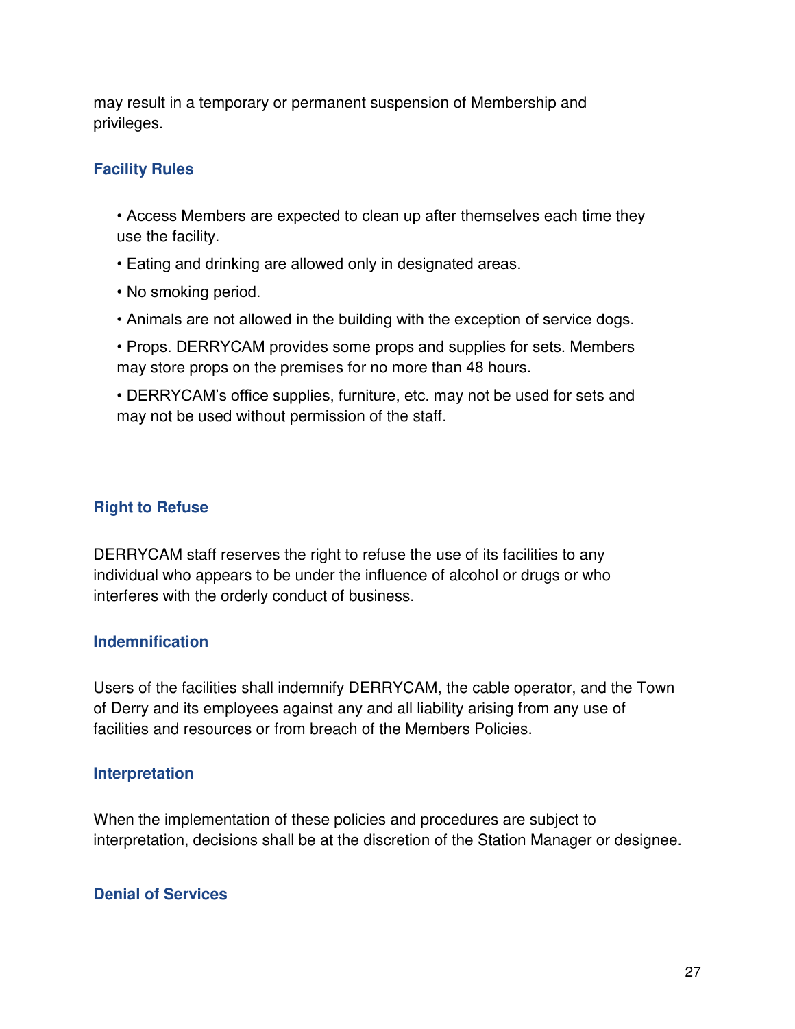may result in a temporary or permanent suspension of Membership and privileges.

### Facility Rules

- Access Members are expected to clean up after themselves each time they use the facility.
- Eating and drinking are allowed only in designated areas.
- No smoking period.
- Animals are not allowed in the building with the exception of service dogs.
- Props. DERRYCAM provides some props and supplies for sets. Members may store props on the premises for no more than 48 hours.
- DERRYCAM's office supplies, furniture, etc. may not be used for sets and may not be used without permission of the staff.

### Right to Refuse

DERRYCAM staff reserves the right to refuse the use of its facilities to any individual who appears to be under the influence of alcohol or drugs or who interferes with the orderly conduct of business.

### Indemnification

Users of the facilities shall indemnify DERRYCAM, the cable operator, and the Town of Derry and its employees against any and all liability arising from any use of facilities and resources or from breach of the Members Policies.

### Interpretation

When the implementation of these policies and procedures are subject to interpretation, decisions shall be at the discretion of the Station Manager or designee.

### Denial of Services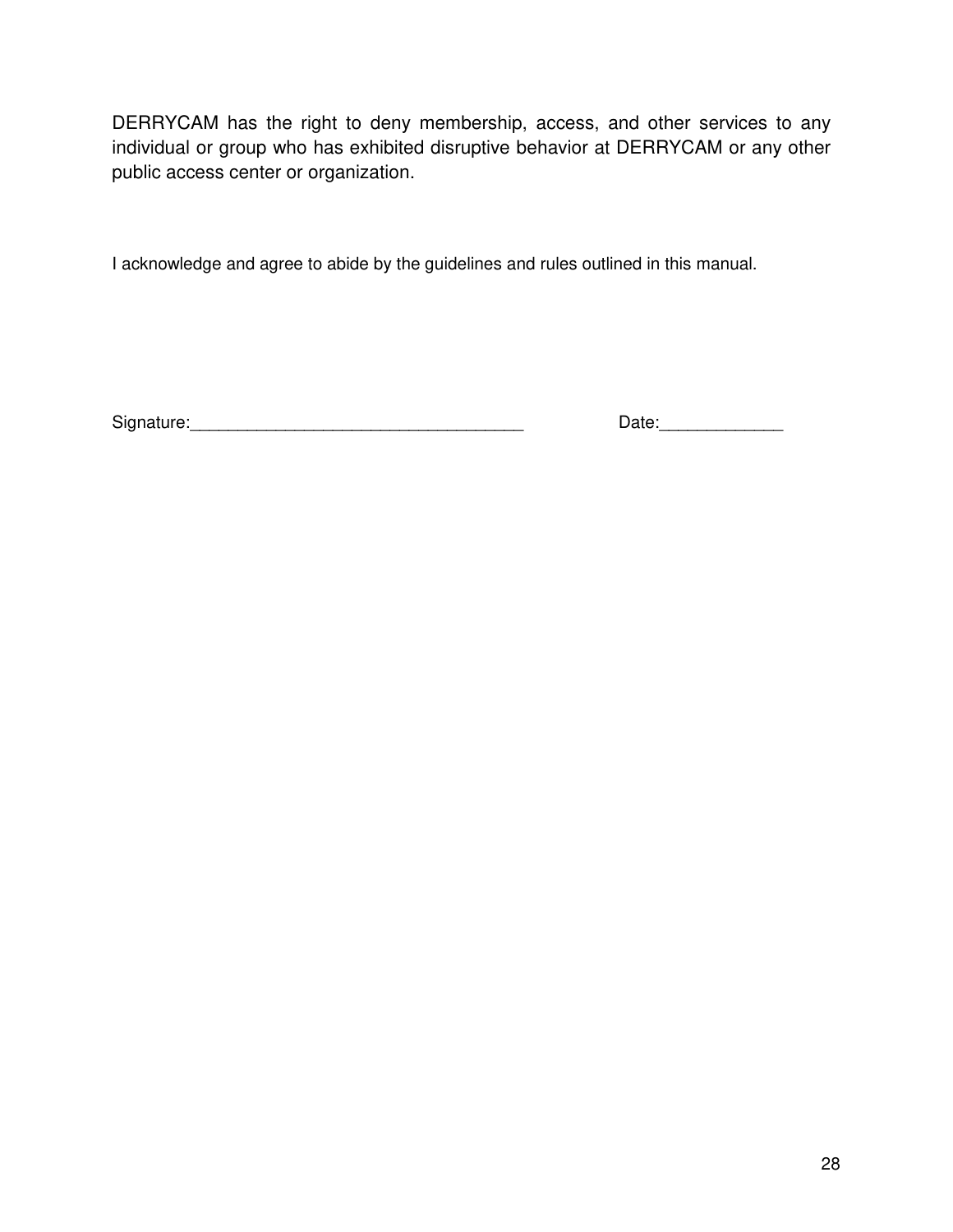DERRYCAM has the right to deny membership, access, and other services to any individual or group who has exhibited disruptive behavior at DERRYCAM or any other public access center or organization.

I acknowledge and agree to abide by the guidelines and rules outlined in this manual.

Signature:___________________________________ Date:_____________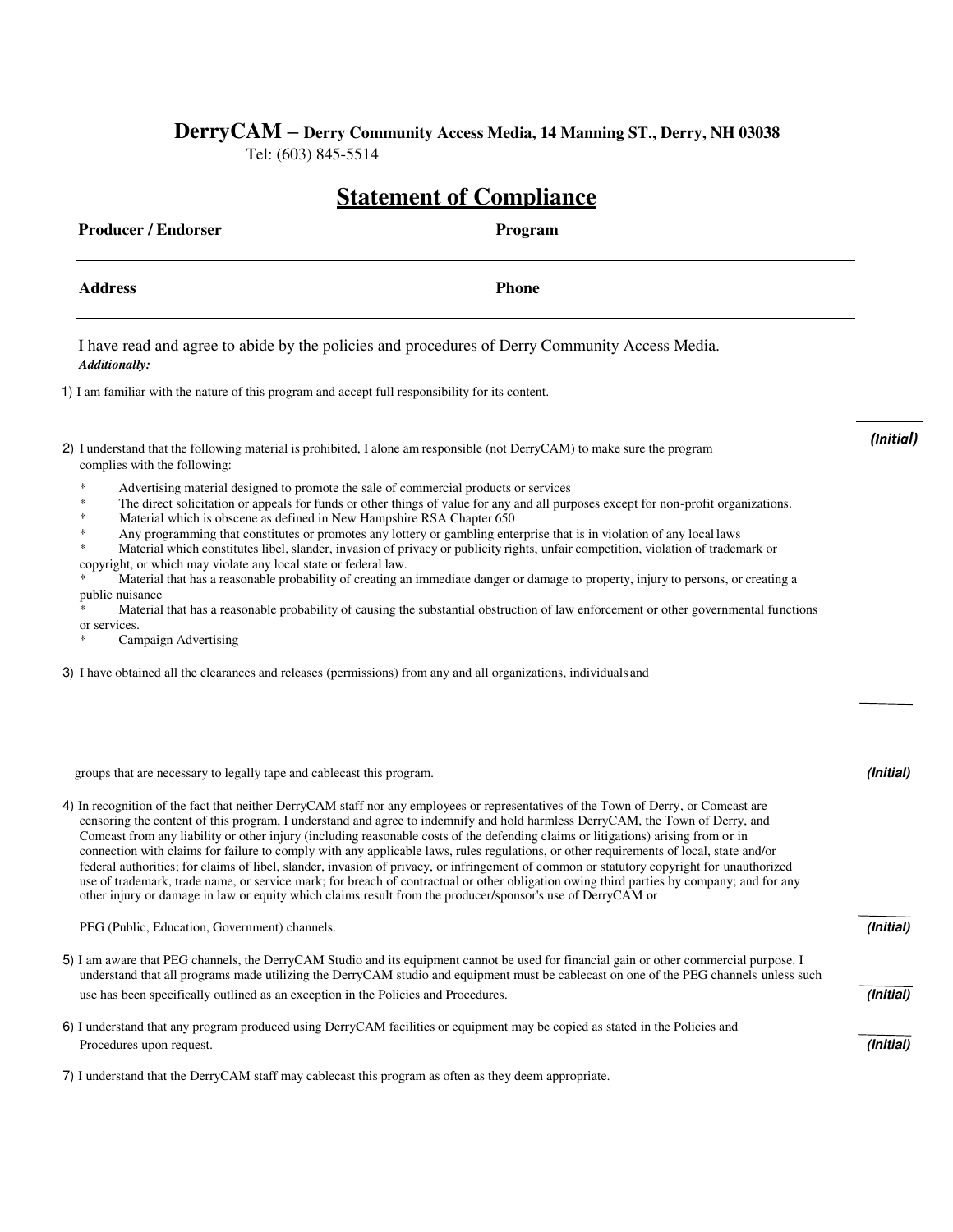**DerryCAM – Derry Community Access Media, 14 Manning ST., Derry, NH 03038**
Tel: (603) 845-5514

# Statement of Compliance

**Producer / Endorser** **Program**

---

**Address** **Phone**

---

I have read and agree to abide by the policies and procedures of Derry Community Access Media.
***Additionally:***

1) I am familiar with the nature of this program and accept full responsibility for its content.

_______ ***(Initial)***

2) I understand that the following material is prohibited, I alone am responsible (not DerryCAM) to make sure the program complies with the following:

- * Advertising material designed to promote the sale of commercial products or services
- * The direct solicitation or appeals for funds or other things of value for any and all purposes except for non-profit organizations.
- * Material which is obscene as defined in New Hampshire RSA Chapter 650
- * Any programming that constitutes or promotes any lottery or gambling enterprise that is in violation of any local laws
- * Material which constitutes libel, slander, invasion of privacy or publicity rights, unfair competition, violation of trademark or copyright, or which may violate any local state or federal law.
- * Material that has a reasonable probability of creating an immediate danger or damage to property, injury to persons, or creating a public nuisance
- * Material that has a reasonable probability of causing the substantial obstruction of law enforcement or other governmental functions or services.
- * Campaign Advertising

3) I have obtained all the clearances and releases (permissions) from any and all organizations, individuals and groups that are necessary to legally tape and cablecast this program.

_______ ***(Initial)***

4) In recognition of the fact that neither DerryCAM staff nor any employees or representatives of the Town of Derry, or Comcast are censoring the content of this program, I understand and agree to indemnify and hold harmless DerryCAM, the Town of Derry, and Comcast from any liability or other injury (including reasonable costs of the defending claims or litigations) arising from or in connection with claims for failure to comply with any applicable laws, rules regulations, or other requirements of local, state and/or federal authorities; for claims of libel, slander, invasion of privacy, or infringement of common or statutory copyright for unauthorized use of trademark, trade name, or service mark; for breach of contractual or other obligation owing third parties by company; and for any other injury or damage in law or equity which claims result from the producer/sponsor's use of DerryCAM or PEG (Public, Education, Government) channels.

_______ ***(Initial)***

5) I am aware that PEG channels, the DerryCAM Studio and its equipment cannot be used for financial gain or other commercial purpose. I understand that all programs made utilizing the DerryCAM studio and equipment must be cablecast on one of the PEG channels unless such use has been specifically outlined as an exception in the Policies and Procedures.

_______ ***(Initial)***

6) I understand that any program produced using DerryCAM facilities or equipment may be copied as stated in the Policies and Procedures upon request.

_______ ***(Initial)***

7) I understand that the DerryCAM staff may cablecast this program as often as they deem appropriate.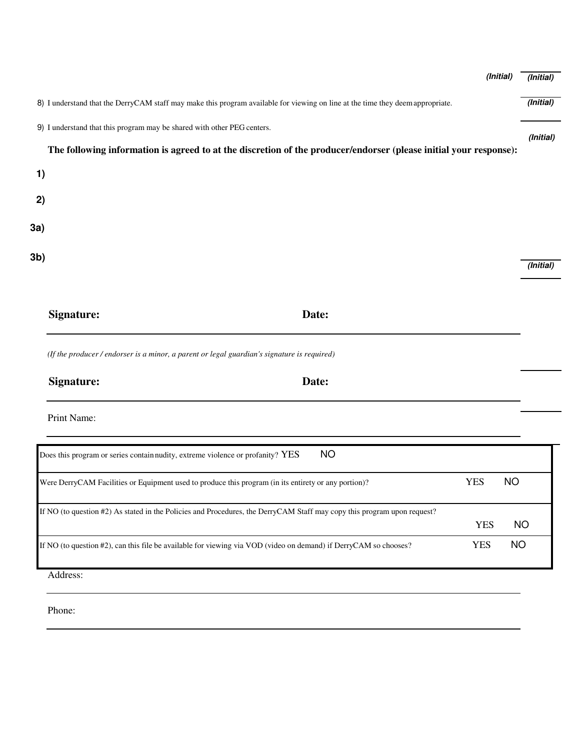*(Initial)* *(Initial)*

8) I understand that the DerryCAM staff may make this program available for viewing on line at the time they deem appropriate. *(Initial)*

9) I understand that this program may be shared with other PEG centers. *(Initial)*

**The following information is agreed to at the discretion of the producer/endorser (please initial your response):**

**1)**

**2)**

**3a)**

**3b)** *(Initial)*

**Signature:** **Date:**

*(If the producer / endorser is a minor, a parent or legal guardian's signature is required)*

**Signature:** **Date:**

Print Name:

| | | |
|---|---|---|
| Does this program or series contain nudity, extreme violence or profanity? YES NO | | |
| Were DerryCAM Facilities or Equipment used to produce this program (in its entirety or any portion)? | YES | NO |
| If NO (to question #2) As stated in the Policies and Procedures, the DerryCAM Staff may copy this program upon request? | YES | NO |
| If NO (to question #2), can this file be available for viewing via VOD (video on demand) if DerryCAM so chooses? | YES | NO |

Address:

Phone: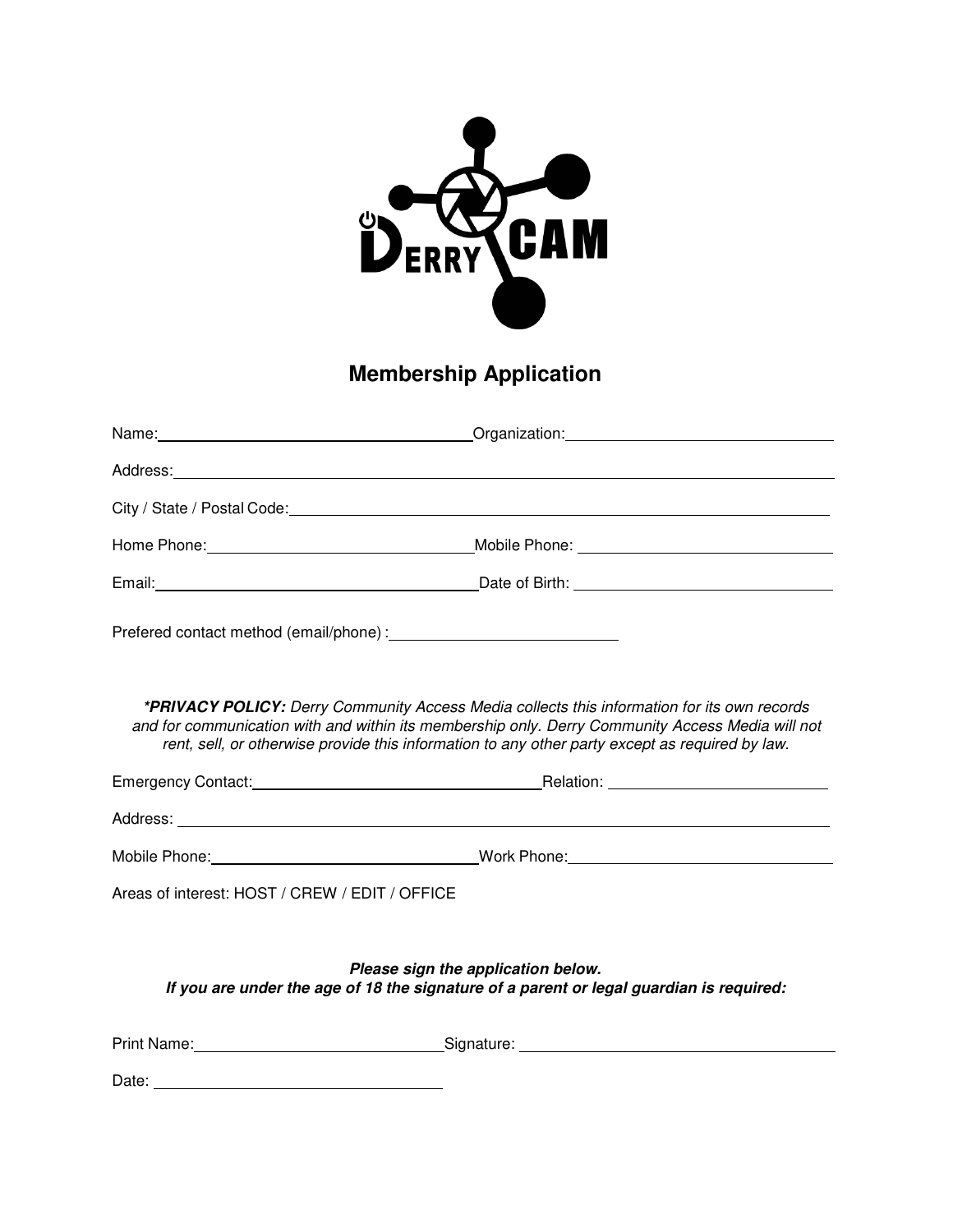# Membership Application

Name: \_\_\_\_\_\_\_\_\_\_\_\_\_\_\_\_\_\_\_\_\_\_\_\_\_\_\_\_\_\_ Organization: \_\_\_\_\_\_\_\_\_\_\_\_\_\_\_\_\_\_\_\_\_\_\_\_\_\_\_\_\_\_

Address: \_\_\_\_\_\_\_\_\_\_\_\_\_\_\_\_\_\_\_\_\_\_\_\_\_\_\_\_\_\_\_\_\_\_\_\_\_\_\_\_\_\_\_\_\_\_\_\_\_\_\_\_\_\_\_\_

City / State / Postal Code: \_\_\_\_\_\_\_\_\_\_\_\_\_\_\_\_\_\_\_\_\_\_\_\_\_\_\_\_\_\_\_\_\_\_\_\_\_\_\_\_\_\_\_\_\_\_\_\_\_\_\_\_\_\_\_\_

Home Phone: \_\_\_\_\_\_\_\_\_\_\_\_\_\_\_\_\_\_\_\_\_\_\_\_\_\_\_\_\_\_ Mobile Phone: \_\_\_\_\_\_\_\_\_\_\_\_\_\_\_\_\_\_\_\_\_\_\_\_\_\_\_\_\_\_

Email: \_\_\_\_\_\_\_\_\_\_\_\_\_\_\_\_\_\_\_\_\_\_\_\_\_\_\_\_\_\_ Date of Birth: \_\_\_\_\_\_\_\_\_\_\_\_\_\_\_\_\_\_\_\_\_\_\_\_\_\_\_\_\_\_

Prefered contact method (email/phone) : \_\_\_\_\_\_\_\_\_\_\_\_\_\_\_\_\_\_\_\_\_\_\_\_\_\_\_\_\_\_

***\*PRIVACY POLICY:*** *Derry Community Access Media collects this information for its own records and for communication with and within its membership only. Derry Community Access Media will not rent, sell, or otherwise provide this information to any other party except as required by law.*

Emergency Contact: \_\_\_\_\_\_\_\_\_\_\_\_\_\_\_\_\_\_\_\_\_\_\_\_\_\_\_\_\_\_ Relation: \_\_\_\_\_\_\_\_\_\_\_\_\_\_\_\_\_\_\_\_\_\_\_\_\_\_\_\_\_\_

Address: \_\_\_\_\_\_\_\_\_\_\_\_\_\_\_\_\_\_\_\_\_\_\_\_\_\_\_\_\_\_\_\_\_\_\_\_\_\_\_\_\_\_\_\_\_\_\_\_\_\_\_\_\_\_\_\_

Mobile Phone: \_\_\_\_\_\_\_\_\_\_\_\_\_\_\_\_\_\_\_\_\_\_\_\_\_\_\_\_\_\_ Work Phone: \_\_\_\_\_\_\_\_\_\_\_\_\_\_\_\_\_\_\_\_\_\_\_\_\_\_\_\_\_\_

Areas of interest: HOST / CREW / EDIT / OFFICE

***Please sign the application below.***
***If you are under the age of 18 the signature of a parent or legal guardian is required:***

Print Name: \_\_\_\_\_\_\_\_\_\_\_\_\_\_\_\_\_\_\_\_\_\_\_\_\_\_\_\_\_\_ Signature: \_\_\_\_\_\_\_\_\_\_\_\_\_\_\_\_\_\_\_\_\_\_\_\_\_\_\_\_\_\_

Date: \_\_\_\_\_\_\_\_\_\_\_\_\_\_\_\_\_\_\_\_\_\_\_\_\_\_\_\_\_\_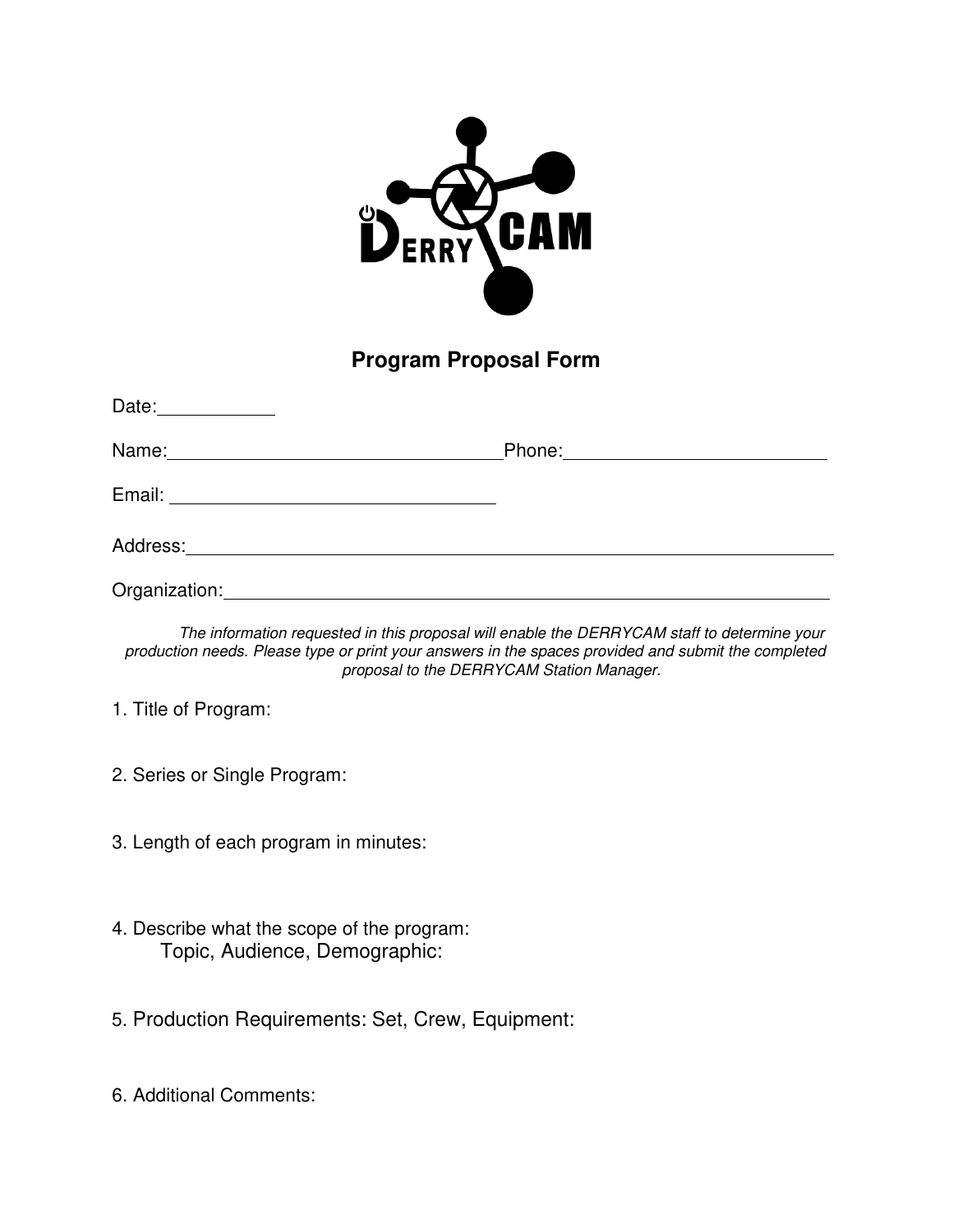# Program Proposal Form

Date:___________

Name:________________________________Phone:_________________________

Email: _______________________________

Address:_______________________________________________________________

Organization:___________________________________________________________

*The information requested in this proposal will enable the DERRYCAM staff to determine your production needs. Please type or print your answers in the spaces provided and submit the completed proposal to the DERRYCAM Station Manager.*

1. Title of Program:

2. Series or Single Program:

3. Length of each program in minutes:

4. Describe what the scope of the program:
   Topic, Audience, Demographic:

5. Production Requirements: Set, Crew, Equipment:

6. Additional Comments: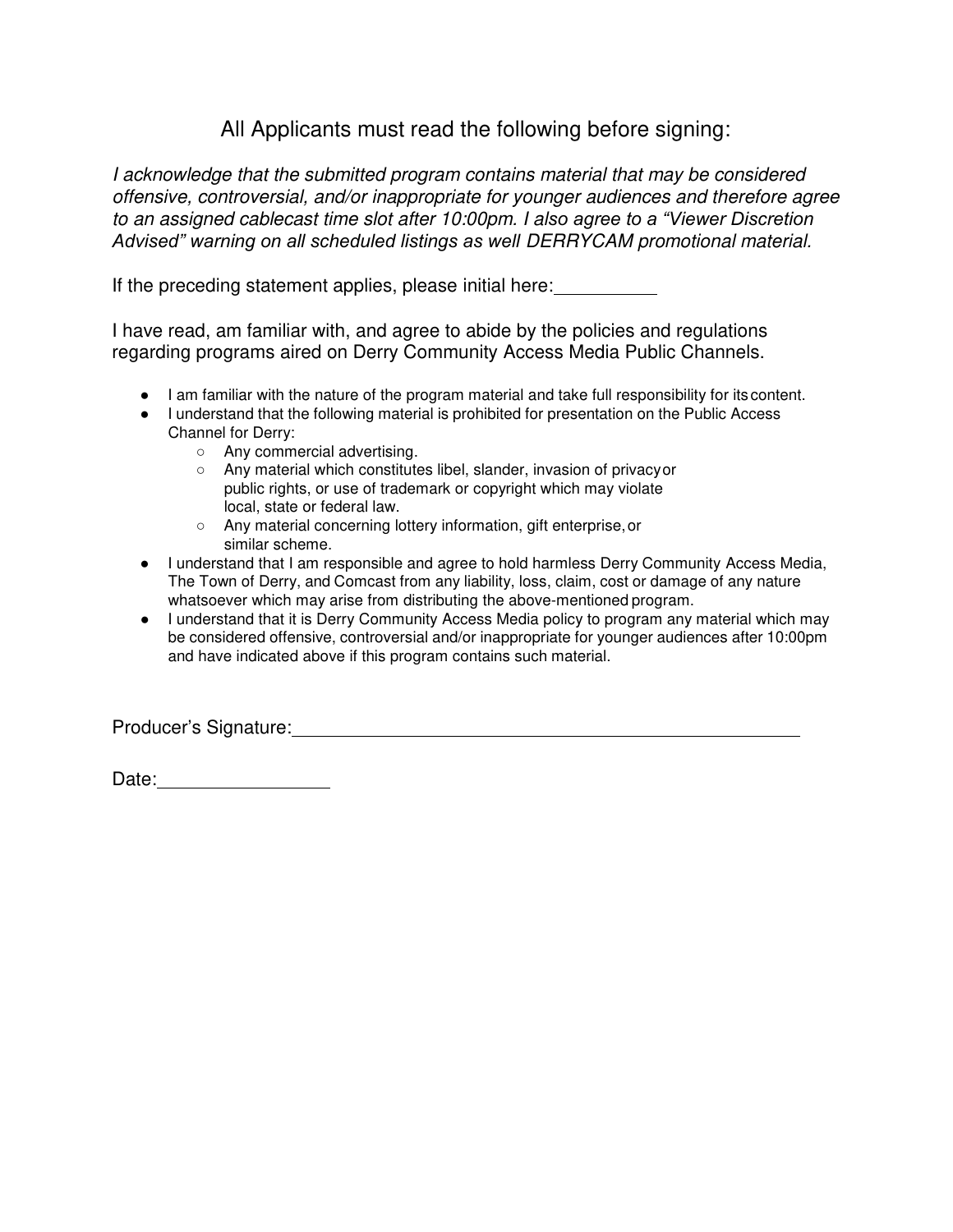## All Applicants must read the following before signing:

*I acknowledge that the submitted program contains material that may be considered offensive, controversial, and/or inappropriate for younger audiences and therefore agree to an assigned cablecast time slot after 10:00pm. I also agree to a "Viewer Discretion Advised" warning on all scheduled listings as well DERRYCAM promotional material.*

If the preceding statement applies, please initial here:__________

I have read, am familiar with, and agree to abide by the policies and regulations regarding programs aired on Derry Community Access Media Public Channels.

- I am familiar with the nature of the program material and take full responsibility for its content.
- I understand that the following material is prohibited for presentation on the Public Access Channel for Derry:
  - Any commercial advertising.
  - Any material which constitutes libel, slander, invasion of privacy or public rights, or use of trademark or copyright which may violate local, state or federal law.
  - Any material concerning lottery information, gift enterprise, or similar scheme.
- I understand that I am responsible and agree to hold harmless Derry Community Access Media, The Town of Derry, and Comcast from any liability, loss, claim, cost or damage of any nature whatsoever which may arise from distributing the above-mentioned program.
- I understand that it is Derry Community Access Media policy to program any material which may be considered offensive, controversial and/or inappropriate for younger audiences after 10:00pm and have indicated above if this program contains such material.

Producer's Signature:______________________________________________

Date:________________